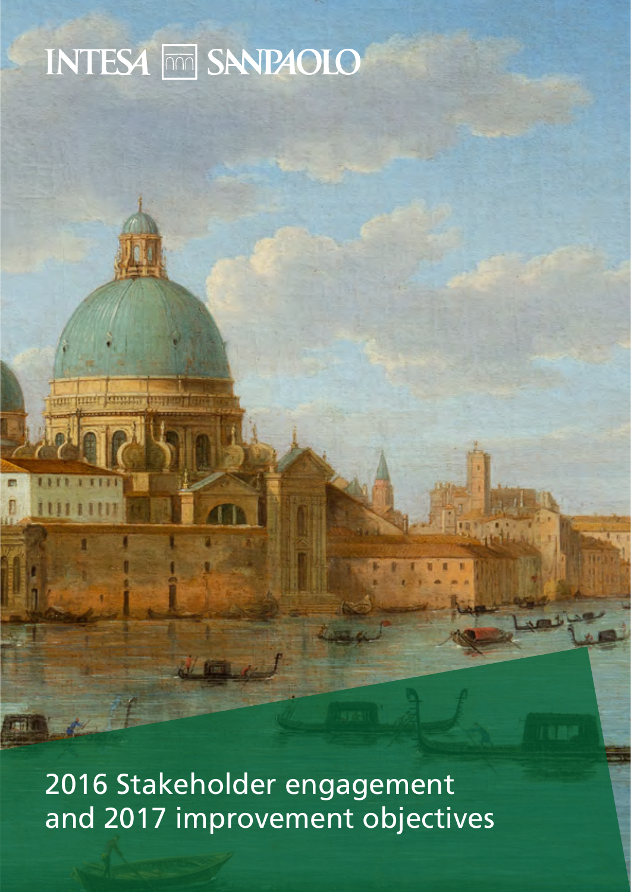INTESA SANPAOLO

# 2016 Stakeholder engagement and 2017 improvement objectives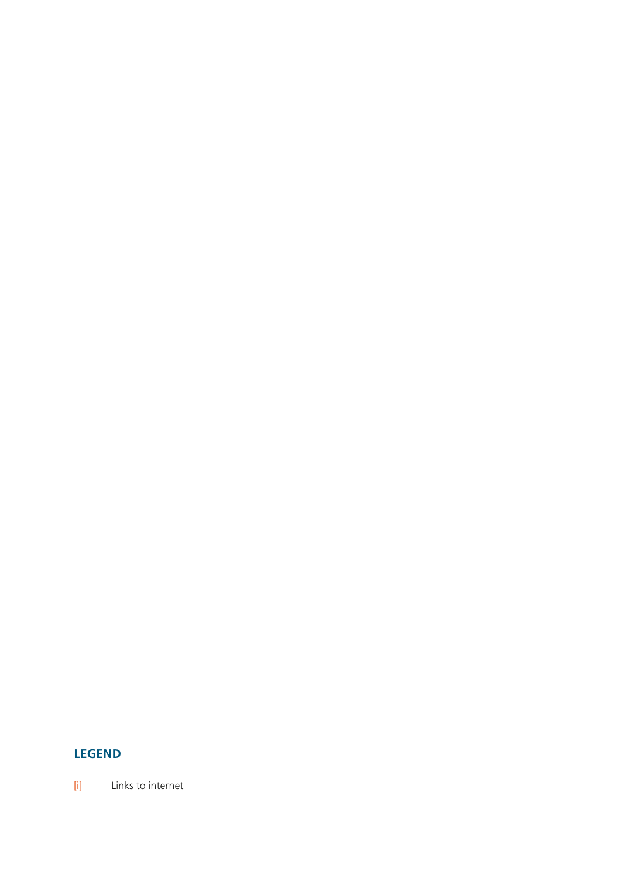## LEGEND

[i] Links to internet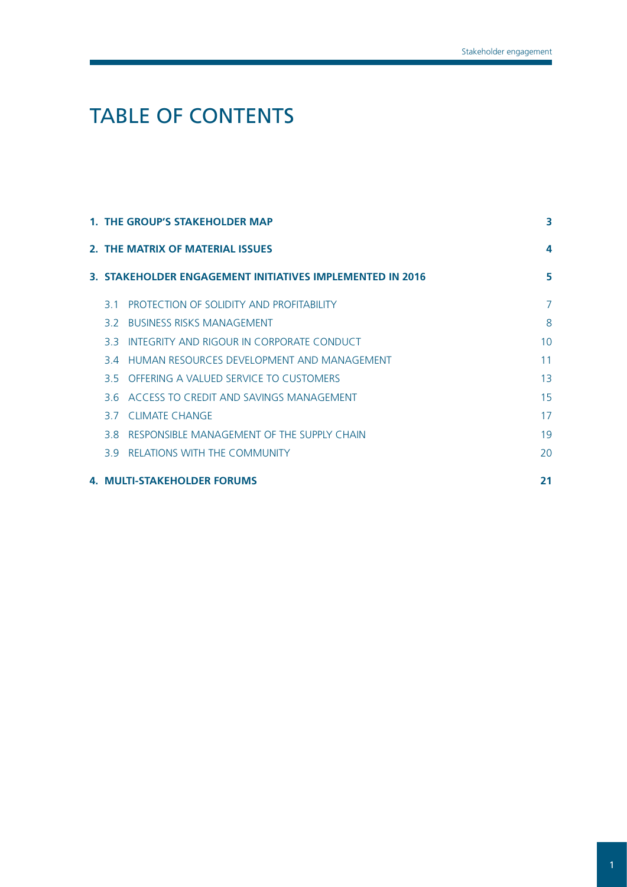# TABLE OF CONTENTS

| | |
|---|---|
| **1. THE GROUP'S STAKEHOLDER MAP** | **3** |
| **2. THE MATRIX OF MATERIAL ISSUES** | **4** |
| **3. STAKEHOLDER ENGAGEMENT INITIATIVES IMPLEMENTED IN 2016** | **5** |
| 3.1 PROTECTION OF SOLIDITY AND PROFITABILITY | 7 |
| 3.2 BUSINESS RISKS MANAGEMENT | 8 |
| 3.3 INTEGRITY AND RIGOUR IN CORPORATE CONDUCT | 10 |
| 3.4 HUMAN RESOURCES DEVELOPMENT AND MANAGEMENT | 11 |
| 3.5 OFFERING A VALUED SERVICE TO CUSTOMERS | 13 |
| 3.6 ACCESS TO CREDIT AND SAVINGS MANAGEMENT | 15 |
| 3.7 CLIMATE CHANGE | 17 |
| 3.8 RESPONSIBLE MANAGEMENT OF THE SUPPLY CHAIN | 19 |
| 3.9 RELATIONS WITH THE COMMUNITY | 20 |
| **4. MULTI-STAKEHOLDER FORUMS** | **21** |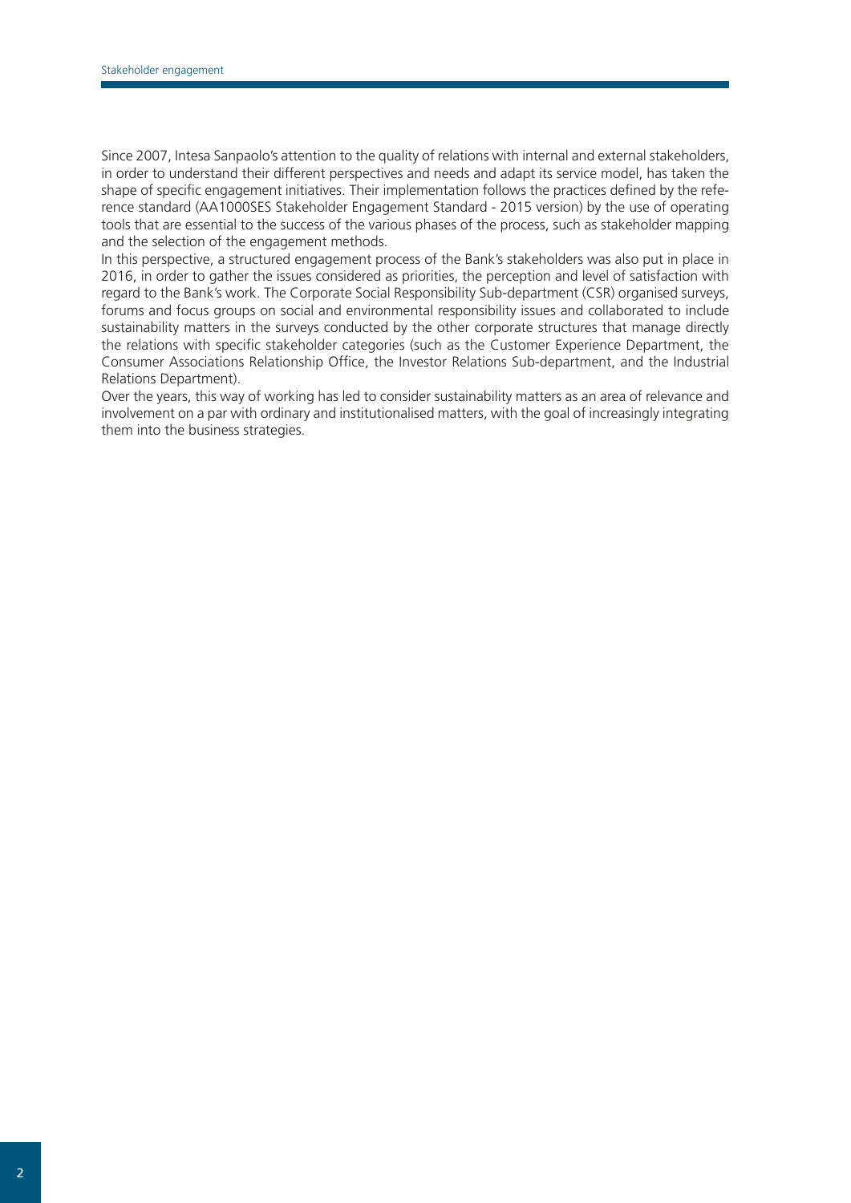Since 2007, Intesa Sanpaolo's attention to the quality of relations with internal and external stakeholders, in order to understand their different perspectives and needs and adapt its service model, has taken the shape of specific engagement initiatives. Their implementation follows the practices defined by the reference standard (AA1000SES Stakeholder Engagement Standard - 2015 version) by the use of operating tools that are essential to the success of the various phases of the process, such as stakeholder mapping and the selection of the engagement methods.

In this perspective, a structured engagement process of the Bank's stakeholders was also put in place in 2016, in order to gather the issues considered as priorities, the perception and level of satisfaction with regard to the Bank's work. The Corporate Social Responsibility Sub-department (CSR) organised surveys, forums and focus groups on social and environmental responsibility issues and collaborated to include sustainability matters in the surveys conducted by the other corporate structures that manage directly the relations with specific stakeholder categories (such as the Customer Experience Department, the Consumer Associations Relationship Office, the Investor Relations Sub-department, and the Industrial Relations Department).

Over the years, this way of working has led to consider sustainability matters as an area of relevance and involvement on a par with ordinary and institutionalised matters, with the goal of increasingly integrating them into the business strategies.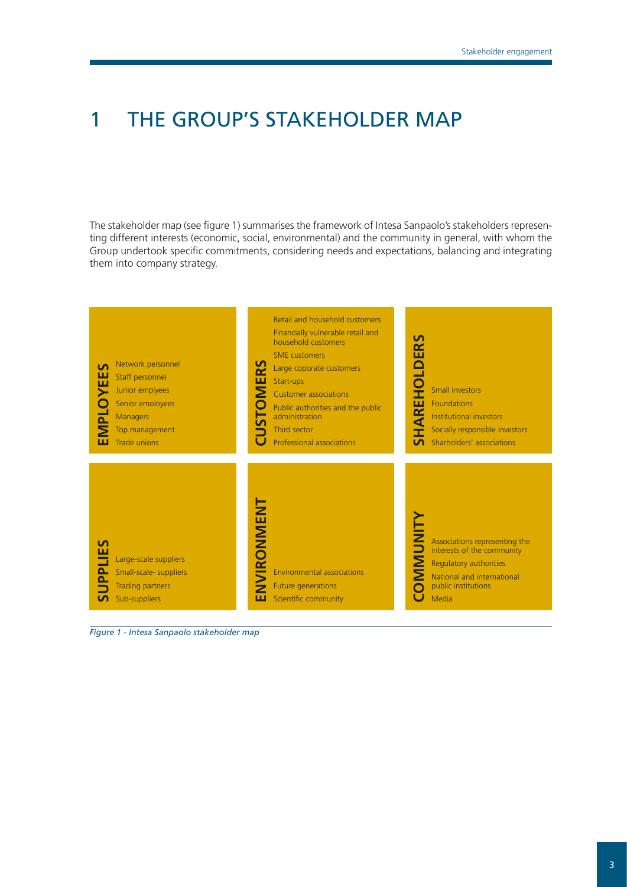# 1 THE GROUP'S STAKEHOLDER MAP

The stakeholder map (see figure 1) summarises the framework of Intesa Sanpaolo's stakeholders representing different interests (economic, social, environmental) and the community in general, with whom the Group undertook specific commitments, considering needs and expectations, balancing and integrating them into company strategy.

**EMPLOYEES**

- Network personnel
- Staff personnel
- Junior emplyees
- Senior emoloyees
- Managers
- Top management
- Trade unions

**CUSTOMERS**

- Retail and household customers
- Financially vulnerable retail and household customers
- SME customers
- Large coporate customers
- Start-ups
- Customer associations
- Public authorities and the public administration
- Third sector
- Professional associations

**SHAREHOLDERS**

- Small investors
- Foundations
- Institutional investors
- Socially responsible investors
- Sharholders' associations

**SUPPLIES**

- Large-scale suppliers
- Small-scale- suppliers
- Trading partners
- Sub-suppliers

**ENVIRONMENT**

- Environmental associations
- Future generations
- Scientific community

**COMMUNITY**

- Associations representing the interests of the community
- Regulatory authorities
- National and international public institutions
- Media

*Figure 1 - Intesa Sanpaolo stakeholder map*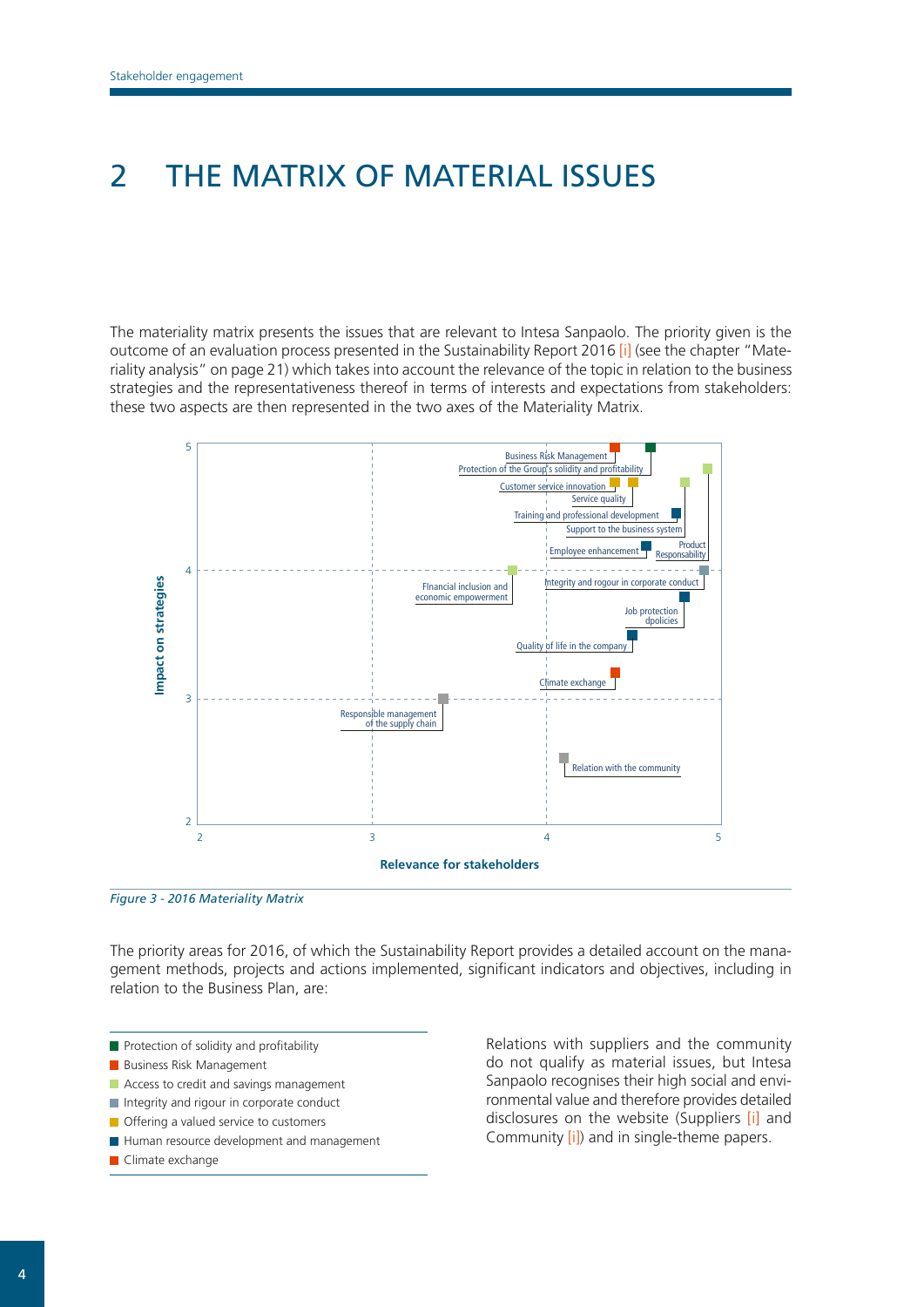# 2 THE MATRIX OF MATERIAL ISSUES

The materiality matrix presents the issues that are relevant to Intesa Sanpaolo. The priority given is the outcome of an evaluation process presented in the Sustainability Report 2016 [i] (see the chapter "Materiality analysis" on page 21) which takes into account the relevance of the topic in relation to the business strategies and the representativeness thereof in terms of interests and expectations from stakeholders: these two aspects are then represented in the two axes of the Materiality Matrix.

Impact on strategies

5
4
3
2

Business Risk Management
Protection of the Group's solidity and profitability
Customer service innovation
Service quality
Training and professional development
Support to the business system
Employee enhancement
Product Responsability
Financial inclusion and economic empowerment
Integrity and rogour in corporate conduct
Job protection dpolicies
Quality of life in the company
Climate exchange
Responsible management of the supply chain
Relation with the community

2
3
4
5

Relevance for stakeholders

*Figure 3 - 2016 Materiality Matrix*

The priority areas for 2016, of which the Sustainability Report provides a detailed account on the management methods, projects and actions implemented, significant indicators and objectives, including in relation to the Business Plan, are:

- Protection of solidity and profitability
- Business Risk Management
- Access to credit and savings management
- Integrity and rigour in corporate conduct
- Offering a valued service to customers
- Human resource development and management
- Climate exchange

Relations with suppliers and the community do not qualify as material issues, but Intesa Sanpaolo recognises their high social and environmental value and therefore provides detailed disclosures on the website (Suppliers [i] and Community [i]) and in single-theme papers.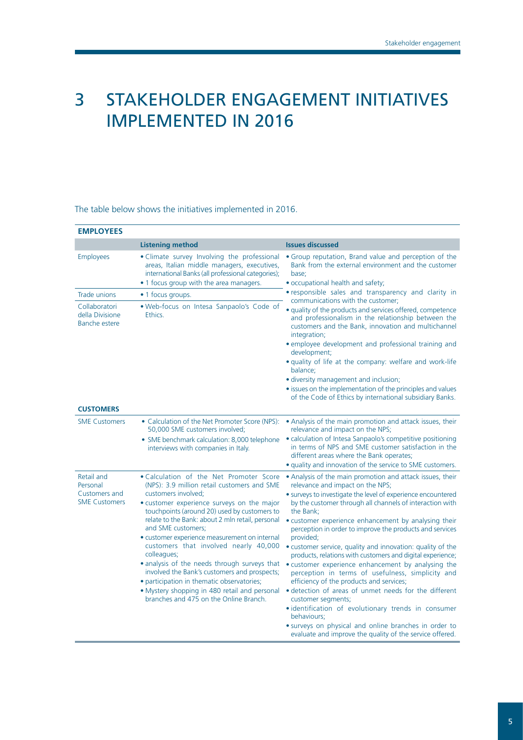# 3 STAKEHOLDER ENGAGEMENT INITIATIVES IMPLEMENTED IN 2016

The table below shows the initiatives implemented in 2016.

**EMPLOYEES**

| | Listening method | Issues discussed |
|---|---|---|
| Employees | • Climate survey Involving the professional areas, Italian middle managers, executives, international Banks (all professional categories);<br>• 1 focus group with the area managers. | • Group reputation, Brand value and perception of the Bank from the external environment and the customer base;<br>• occupational health and safety;<br>• responsible sales and transparency and clarity in communications with the customer;<br>• quality of the products and services offered, competence and professionalism in the relationship between the customers and the Bank, innovation and multichannel integration;<br>• employee development and professional training and development;<br>• quality of life at the company: welfare and work-life balance;<br>• diversity management and inclusion;<br>• issues on the implementation of the principles and values of the Code of Ethics by international subsidiary Banks. |
| Trade unions | • 1 focus groups. | |
| Collaboratori della Divisione Banche estere | • Web-focus on Intesa Sanpaolo's Code of Ethics. | |

**CUSTOMERS**

| | Listening method | Issues discussed |
|---|---|---|
| SME Customers | • Calculation of the Net Promoter Score (NPS): 50,000 SME customers involved;<br>• SME benchmark calculation: 8,000 telephone interviews with companies in Italy. | • Analysis of the main promotion and attack issues, their relevance and impact on the NPS;<br>• calculation of Intesa Sanpaolo's competitive positioning in terms of NPS and SME customer satisfaction in the different areas where the Bank operates;<br>• quality and innovation of the service to SME customers. |
| Retail and Personal Customers and SME Customers | • Calculation of the Net Promoter Score (NPS): 3.9 million retail customers and SME customers involved;<br>• customer experience surveys on the major touchpoints (around 20) used by customers to relate to the Bank: about 2 mln retail, personal and SME customers;<br>• customer experience measurement on internal customers that involved nearly 40,000 colleagues;<br>• analysis of the needs through surveys that involved the Bank's customers and prospects;<br>• participation in thematic observatories;<br>• Mystery shopping in 480 retail and personal branches and 475 on the Online Branch. | • Analysis of the main promotion and attack issues, their relevance and impact on the NPS;<br>• surveys to investigate the level of experience encountered by the customer through all channels of interaction with the Bank;<br>• customer experience enhancement by analysing their perception in order to improve the products and services provided;<br>• customer service, quality and innovation: quality of the products, relations with customers and digital experience;<br>• customer experience enhancement by analysing the perception in terms of usefulness, simplicity and efficiency of the products and services;<br>• detection of areas of unmet needs for the different customer segments;<br>• identification of evolutionary trends in consumer behaviours;<br>• surveys on physical and online branches in order to evaluate and improve the quality of the service offered. |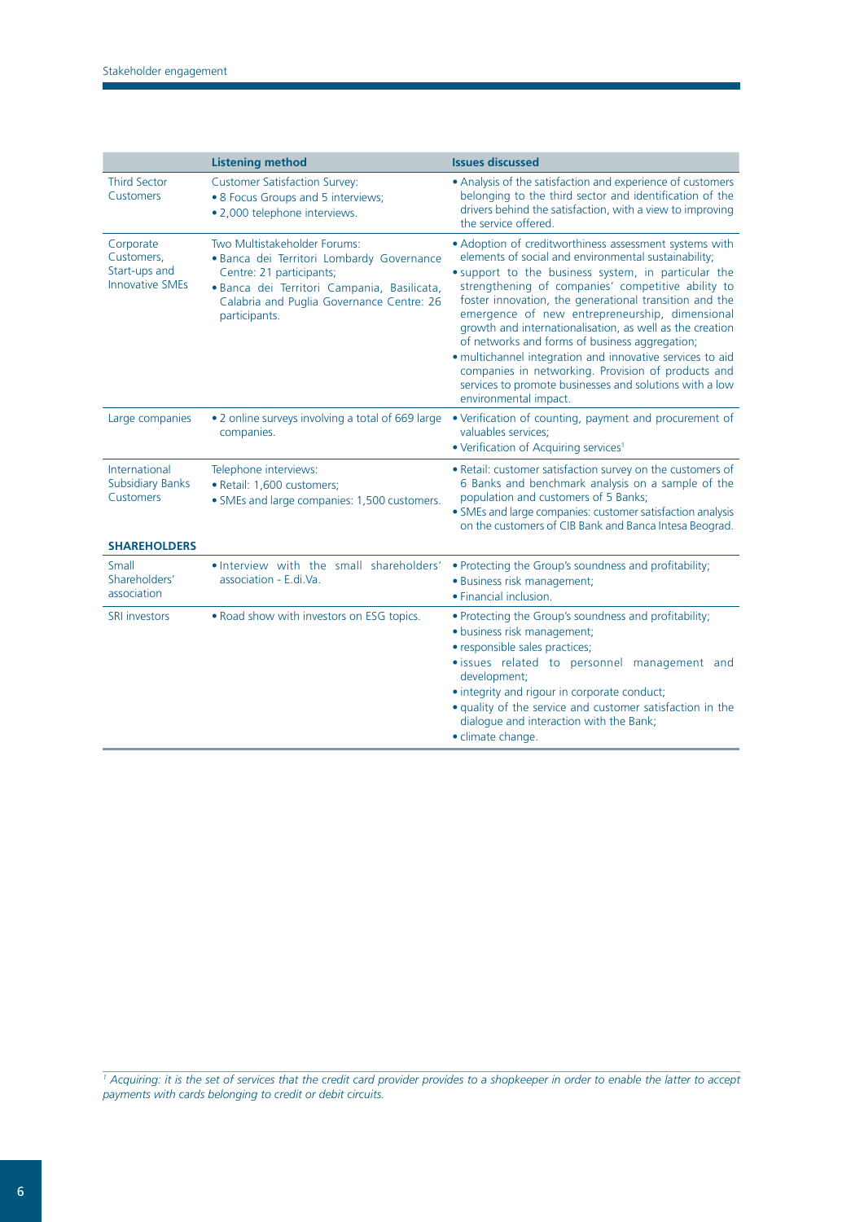| | Listening method | Issues discussed |
|---|---|---|
| Third Sector Customers | Customer Satisfaction Survey:<br>• 8 Focus Groups and 5 interviews;<br>• 2,000 telephone interviews. | • Analysis of the satisfaction and experience of customers belonging to the third sector and identification of the drivers behind the satisfaction, with a view to improving the service offered. |
| Corporate Customers, Start-ups and Innovative SMEs | Two Multistakeholder Forums:<br>• Banca dei Territori Lombardy Governance Centre: 21 participants;<br>• Banca dei Territori Campania, Basilicata, Calabria and Puglia Governance Centre: 26 participants. | • Adoption of creditworthiness assessment systems with elements of social and environmental sustainability;<br>• support to the business system, in particular the strengthening of companies' competitive ability to foster innovation, the generational transition and the emergence of new entrepreneurship, dimensional growth and internationalisation, as well as the creation of networks and forms of business aggregation;<br>• multichannel integration and innovative services to aid companies in networking. Provision of products and services to promote businesses and solutions with a low environmental impact. |
| Large companies | • 2 online surveys involving a total of 669 large companies. | • Verification of counting, payment and procurement of valuables services;<br>• Verification of Acquiring services[1] |
| International Subsidiary Banks Customers | Telephone interviews:<br>• Retail: 1,600 customers;<br>• SMEs and large companies: 1,500 customers. | • Retail: customer satisfaction survey on the customers of 6 Banks and benchmark analysis on a sample of the population and customers of 5 Banks;<br>• SMEs and large companies: customer satisfaction analysis on the customers of CIB Bank and Banca Intesa Beograd. |
| **SHAREHOLDERS** | | |
| Small Shareholders' association | • Interview with the small shareholders' association - E.di.Va. | • Protecting the Group's soundness and profitability;<br>• Business risk management;<br>• Financial inclusion. |
| SRI investors | • Road show with investors on ESG topics. | • Protecting the Group's soundness and profitability;<br>• business risk management;<br>• responsible sales practices;<br>• issues related to personnel management and development;<br>• integrity and rigour in corporate conduct;<br>• quality of the service and customer satisfaction in the dialogue and interaction with the Bank;<br>• climate change. |

[1] *Acquiring: it is the set of services that the credit card provider provides to a shopkeeper in order to enable the latter to accept payments with cards belonging to credit or debit circuits.*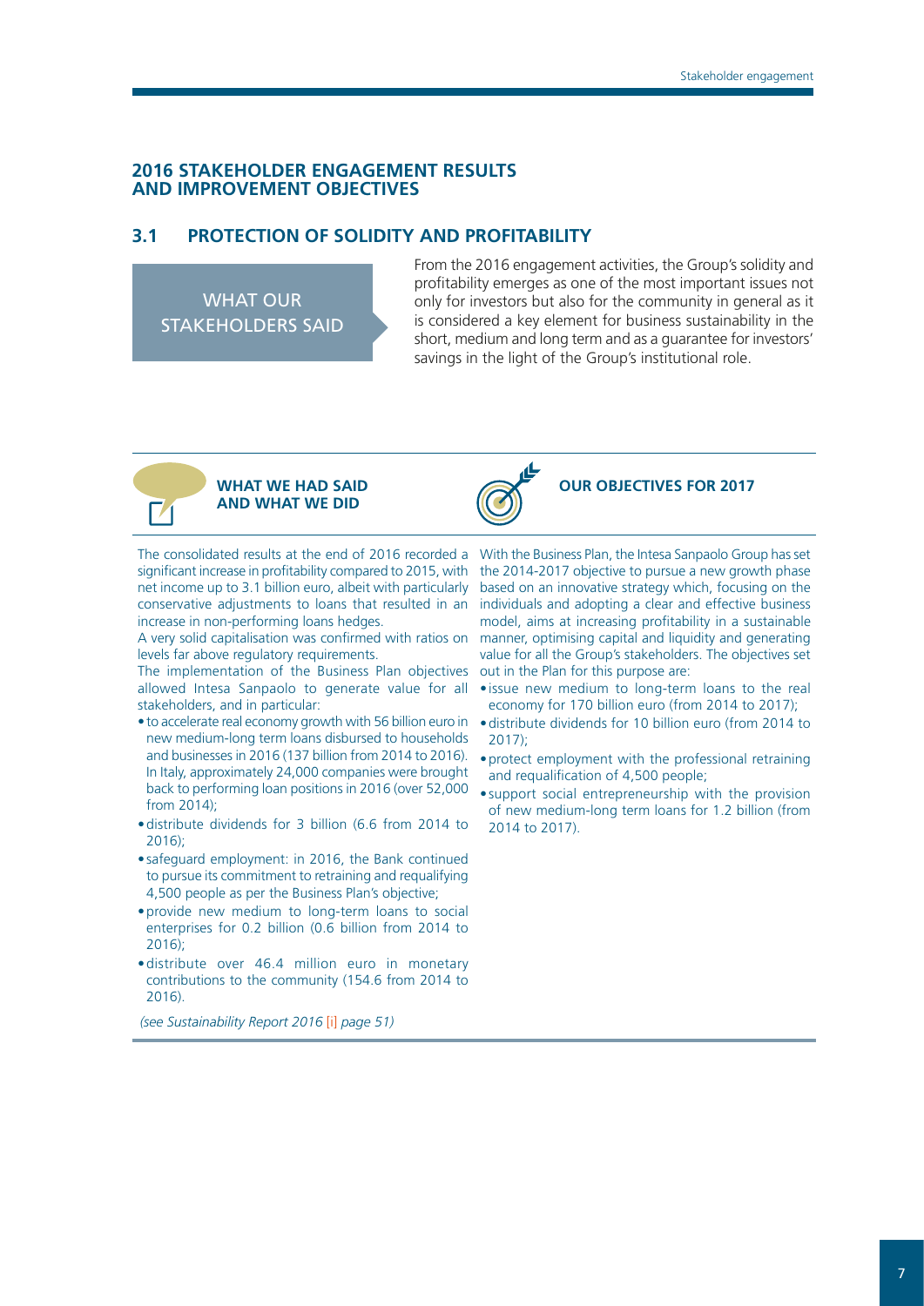## 2016 STAKEHOLDER ENGAGEMENT RESULTS AND IMPROVEMENT OBJECTIVES

### 3.1 PROTECTION OF SOLIDITY AND PROFITABILITY

**WHAT OUR STAKEHOLDERS SAID**

From the 2016 engagement activities, the Group's solidity and profitability emerges as one of the most important issues not only for investors but also for the community in general as it is considered a key element for business sustainability in the short, medium and long term and as a guarantee for investors' savings in the light of the Group's institutional role.

#### WHAT WE HAD SAID AND WHAT WE DID

The consolidated results at the end of 2016 recorded a significant increase in profitability compared to 2015, with net income up to 3.1 billion euro, albeit with particularly conservative adjustments to loans that resulted in an increase in non-performing loans hedges.

A very solid capitalisation was confirmed with ratios on levels far above regulatory requirements.

The implementation of the Business Plan objectives allowed Intesa Sanpaolo to generate value for all stakeholders, and in particular:

- to accelerate real economy growth with 56 billion euro in new medium-long term loans disbursed to households and businesses in 2016 (137 billion from 2014 to 2016). In Italy, approximately 24,000 companies were brought back to performing loan positions in 2016 (over 52,000 from 2014);
- distribute dividends for 3 billion (6.6 from 2014 to 2016);
- safeguard employment: in 2016, the Bank continued to pursue its commitment to retraining and requalifying 4,500 people as per the Business Plan's objective;
- provide new medium to long-term loans to social enterprises for 0.2 billion (0.6 billion from 2014 to 2016);
- distribute over 46.4 million euro in monetary contributions to the community (154.6 from 2014 to 2016).

*(see Sustainability Report 2016 [i] page 51)*

#### OUR OBJECTIVES FOR 2017

With the Business Plan, the Intesa Sanpaolo Group has set the 2014-2017 objective to pursue a new growth phase based on an innovative strategy which, focusing on the individuals and adopting a clear and effective business model, aims at increasing profitability in a sustainable manner, optimising capital and liquidity and generating value for all the Group's stakeholders. The objectives set out in the Plan for this purpose are:

- issue new medium to long-term loans to the real economy for 170 billion euro (from 2014 to 2017);
- distribute dividends for 10 billion euro (from 2014 to 2017);
- protect employment with the professional retraining and requalification of 4,500 people;
- support social entrepreneurship with the provision of new medium-long term loans for 1.2 billion (from 2014 to 2017).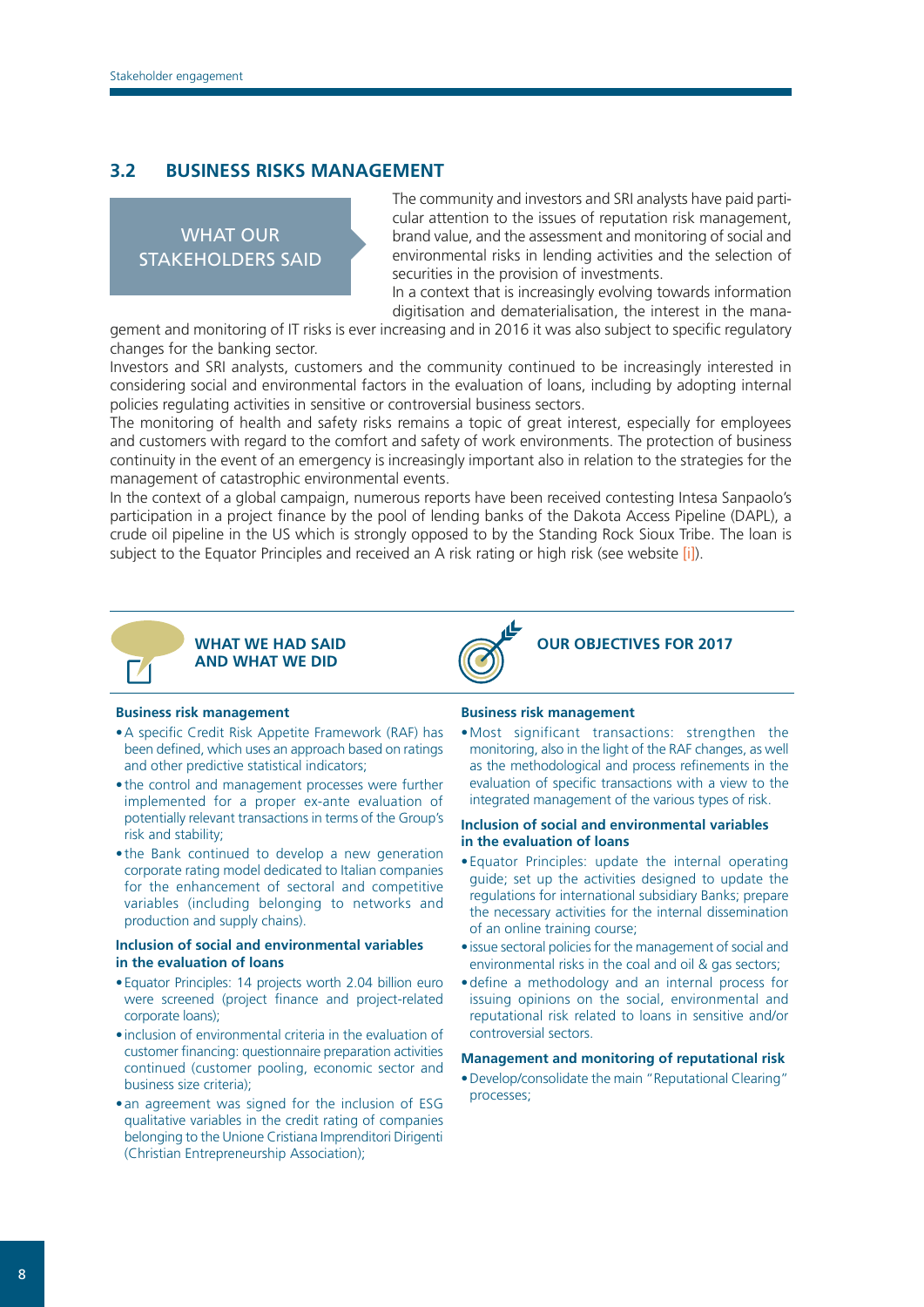## 3.2 BUSINESS RISKS MANAGEMENT

### WHAT OUR STAKEHOLDERS SAID

The community and investors and SRI analysts have paid particular attention to the issues of reputation risk management, brand value, and the assessment and monitoring of social and environmental risks in lending activities and the selection of securities in the provision of investments.

In a context that is increasingly evolving towards information digitisation and dematerialisation, the interest in the management and monitoring of IT risks is ever increasing and in 2016 it was also subject to specific regulatory changes for the banking sector.

Investors and SRI analysts, customers and the community continued to be increasingly interested in considering social and environmental factors in the evaluation of loans, including by adopting internal policies regulating activities in sensitive or controversial business sectors.

The monitoring of health and safety risks remains a topic of great interest, especially for employees and customers with regard to the comfort and safety of work environments. The protection of business continuity in the event of an emergency is increasingly important also in relation to the strategies for the management of catastrophic environmental events.

In the context of a global campaign, numerous reports have been received contesting Intesa Sanpaolo's participation in a project finance by the pool of lending banks of the Dakota Access Pipeline (DAPL), a crude oil pipeline in the US which is strongly opposed to by the Standing Rock Sioux Tribe. The loan is subject to the Equator Principles and received an A risk rating or high risk (see website [i]).

### WHAT WE HAD SAID AND WHAT WE DID

**Business risk management**

- A specific Credit Risk Appetite Framework (RAF) has been defined, which uses an approach based on ratings and other predictive statistical indicators;
- the control and management processes were further implemented for a proper ex-ante evaluation of potentially relevant transactions in terms of the Group's risk and stability;
- the Bank continued to develop a new generation corporate rating model dedicated to Italian companies for the enhancement of sectoral and competitive variables (including belonging to networks and production and supply chains).

**Inclusion of social and environmental variables in the evaluation of loans**

- Equator Principles: 14 projects worth 2.04 billion euro were screened (project finance and project-related corporate loans);
- inclusion of environmental criteria in the evaluation of customer financing: questionnaire preparation activities continued (customer pooling, economic sector and business size criteria);
- an agreement was signed for the inclusion of ESG qualitative variables in the credit rating of companies belonging to the Unione Cristiana Imprenditori Dirigenti (Christian Entrepreneurship Association);

### OUR OBJECTIVES FOR 2017

**Business risk management**

- Most significant transactions: strengthen the monitoring, also in the light of the RAF changes, as well as the methodological and process refinements in the evaluation of specific transactions with a view to the integrated management of the various types of risk.

**Inclusion of social and environmental variables in the evaluation of loans**

- Equator Principles: update the internal operating guide; set up the activities designed to update the regulations for international subsidiary Banks; prepare the necessary activities for the internal dissemination of an online training course;
- issue sectoral policies for the management of social and environmental risks in the coal and oil & gas sectors;
- define a methodology and an internal process for issuing opinions on the social, environmental and reputational risk related to loans in sensitive and/or controversial sectors.

**Management and monitoring of reputational risk**

- Develop/consolidate the main "Reputational Clearing" processes;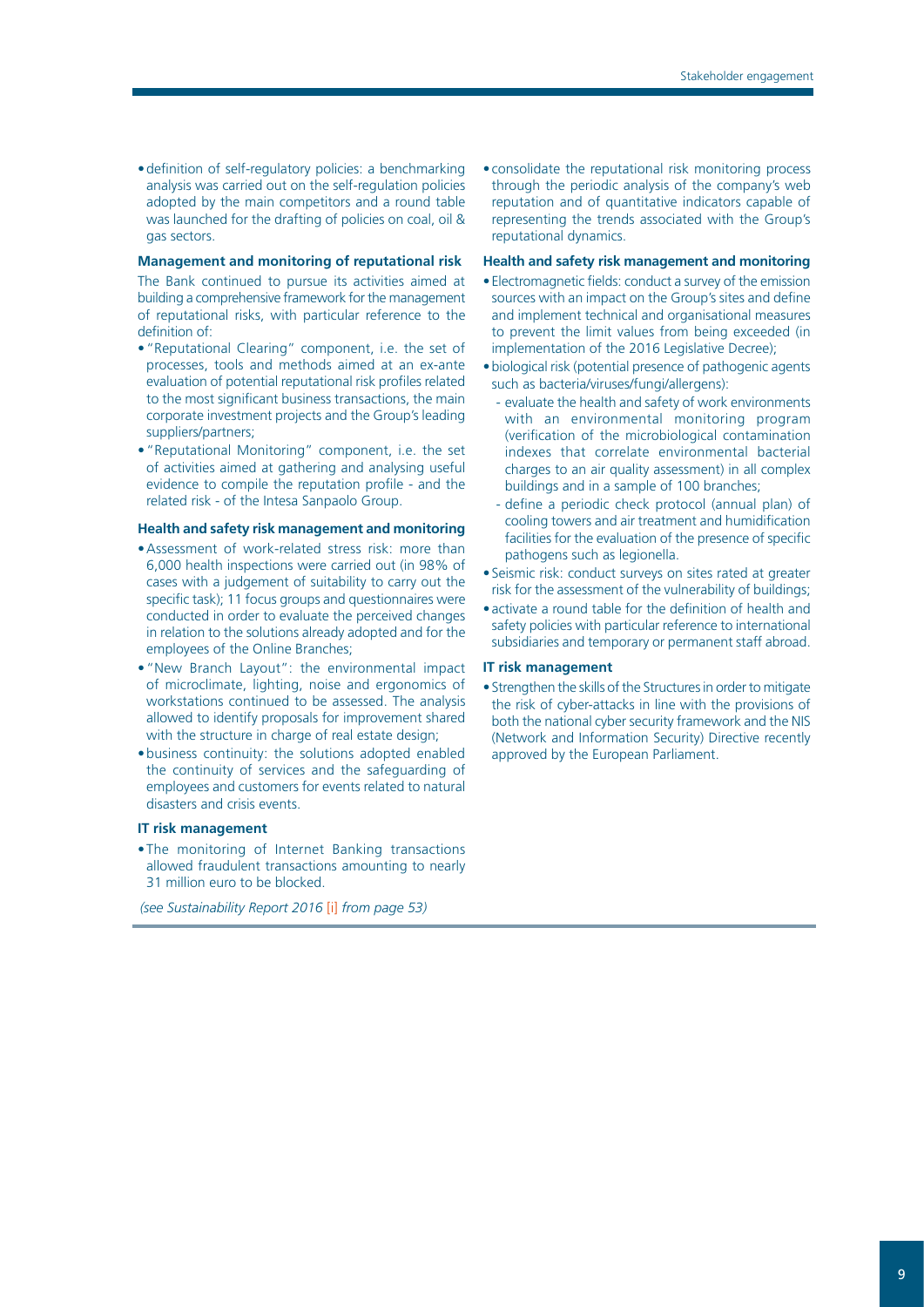- definition of self-regulatory policies: a benchmarking analysis was carried out on the self-regulation policies adopted by the main competitors and a round table was launched for the drafting of policies on coal, oil & gas sectors.

**Management and monitoring of reputational risk**

The Bank continued to pursue its activities aimed at building a comprehensive framework for the management of reputational risks, with particular reference to the definition of:

- "Reputational Clearing" component, i.e. the set of processes, tools and methods aimed at an ex-ante evaluation of potential reputational risk profiles related to the most significant business transactions, the main corporate investment projects and the Group's leading suppliers/partners;
- "Reputational Monitoring" component, i.e. the set of activities aimed at gathering and analysing useful evidence to compile the reputation profile - and the related risk - of the Intesa Sanpaolo Group.

**Health and safety risk management and monitoring**

- Assessment of work-related stress risk: more than 6,000 health inspections were carried out (in 98% of cases with a judgement of suitability to carry out the specific task); 11 focus groups and questionnaires were conducted in order to evaluate the perceived changes in relation to the solutions already adopted and for the employees of the Online Branches;
- "New Branch Layout": the environmental impact of microclimate, lighting, noise and ergonomics of workstations continued to be assessed. The analysis allowed to identify proposals for improvement shared with the structure in charge of real estate design;
- business continuity: the solutions adopted enabled the continuity of services and the safeguarding of employees and customers for events related to natural disasters and crisis events.

**IT risk management**

- The monitoring of Internet Banking transactions allowed fraudulent transactions amounting to nearly 31 million euro to be blocked.

*(see Sustainability Report 2016* [i] *from page 53)*

- consolidate the reputational risk monitoring process through the periodic analysis of the company's web reputation and of quantitative indicators capable of representing the trends associated with the Group's reputational dynamics.

**Health and safety risk management and monitoring**

- Electromagnetic fields: conduct a survey of the emission sources with an impact on the Group's sites and define and implement technical and organisational measures to prevent the limit values from being exceeded (in implementation of the 2016 Legislative Decree);
- biological risk (potential presence of pathogenic agents such as bacteria/viruses/fungi/allergens):
  - evaluate the health and safety of work environments with an environmental monitoring program (verification of the microbiological contamination indexes that correlate environmental bacterial charges to an air quality assessment) in all complex buildings and in a sample of 100 branches;
  - define a periodic check protocol (annual plan) of cooling towers and air treatment and humidification facilities for the evaluation of the presence of specific pathogens such as legionella.
- Seismic risk: conduct surveys on sites rated at greater risk for the assessment of the vulnerability of buildings;
- activate a round table for the definition of health and safety policies with particular reference to international subsidiaries and temporary or permanent staff abroad.

**IT risk management**

- Strengthen the skills of the Structures in order to mitigate the risk of cyber-attacks in line with the provisions of both the national cyber security framework and the NIS (Network and Information Security) Directive recently approved by the European Parliament.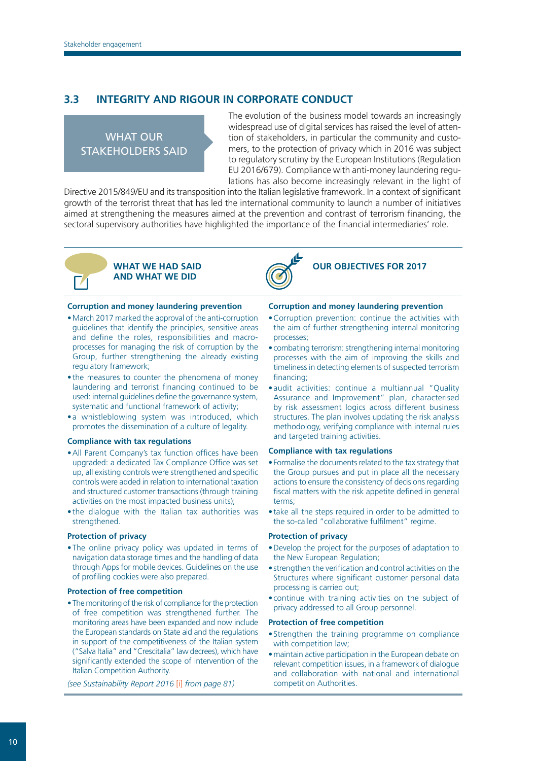## 3.3 INTEGRITY AND RIGOUR IN CORPORATE CONDUCT

**WHAT OUR STAKEHOLDERS SAID**

The evolution of the business model towards an increasingly widespread use of digital services has raised the level of attention of stakeholders, in particular the community and customers, to the protection of privacy which in 2016 was subject to regulatory scrutiny by the European Institutions (Regulation EU 2016/679). Compliance with anti-money laundering regulations has also become increasingly relevant in the light of Directive 2015/849/EU and its transposition into the Italian legislative framework. In a context of significant growth of the terrorist threat that has led the international community to launch a number of initiatives aimed at strengthening the measures aimed at the prevention and contrast of terrorism financing, the sectoral supervisory authorities have highlighted the importance of the financial intermediaries' role.

### WHAT WE HAD SAID AND WHAT WE DID

**Corruption and money laundering prevention**

- March 2017 marked the approval of the anti-corruption guidelines that identify the principles, sensitive areas and define the roles, responsibilities and macro-processes for managing the risk of corruption by the Group, further strengthening the already existing regulatory framework;
- the measures to counter the phenomena of money laundering and terrorist financing continued to be used: internal guidelines define the governance system, systematic and functional framework of activity;
- a whistleblowing system was introduced, which promotes the dissemination of a culture of legality.

**Compliance with tax regulations**

- All Parent Company's tax function offices have been upgraded: a dedicated Tax Compliance Office was set up, all existing controls were strengthened and specific controls were added in relation to international taxation and structured customer transactions (through training activities on the most impacted business units);
- the dialogue with the Italian tax authorities was strengthened.

**Protection of privacy**

- The online privacy policy was updated in terms of navigation data storage times and the handling of data through Apps for mobile devices. Guidelines on the use of profiling cookies were also prepared.

**Protection of free competition**

- The monitoring of the risk of compliance for the protection of free competition was strengthened further. The monitoring areas have been expanded and now include the European standards on State aid and the regulations in support of the competitiveness of the Italian system ("Salva Italia" and "Crescitalia" law decrees), which have significantly extended the scope of intervention of the Italian Competition Authority.

*(see Sustainability Report 2016 [i] from page 81)*

### OUR OBJECTIVES FOR 2017

**Corruption and money laundering prevention**

- Corruption prevention: continue the activities with the aim of further strengthening internal monitoring processes;
- combating terrorism: strengthening internal monitoring processes with the aim of improving the skills and timeliness in detecting elements of suspected terrorism financing;
- audit activities: continue a multiannual "Quality Assurance and Improvement" plan, characterised by risk assessment logics across different business structures. The plan involves updating the risk analysis methodology, verifying compliance with internal rules and targeted training activities.

**Compliance with tax regulations**

- Formalise the documents related to the tax strategy that the Group pursues and put in place all the necessary actions to ensure the consistency of decisions regarding fiscal matters with the risk appetite defined in general terms;
- take all the steps required in order to be admitted to the so-called "collaborative fulfilment" regime.

**Protection of privacy**

- Develop the project for the purposes of adaptation to the New European Regulation;
- strengthen the verification and control activities on the Structures where significant customer personal data processing is carried out;
- continue with training activities on the subject of privacy addressed to all Group personnel.

**Protection of free competition**

- Strengthen the training programme on compliance with competition law;
- maintain active participation in the European debate on relevant competition issues, in a framework of dialogue and collaboration with national and international competition Authorities.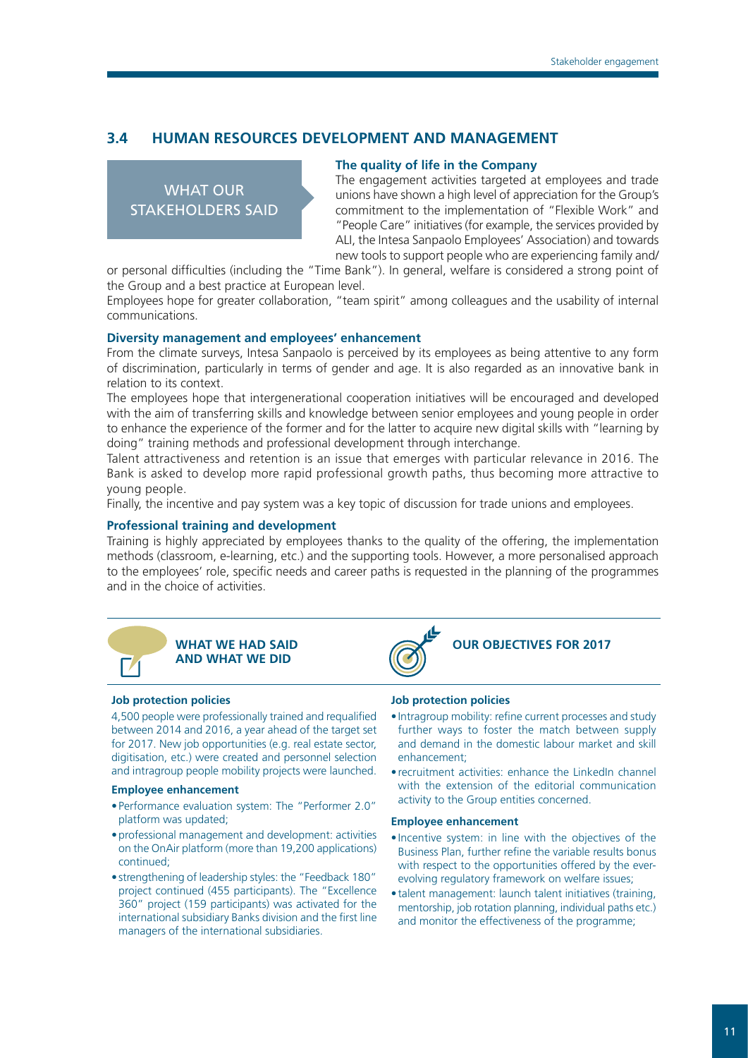## 3.4 HUMAN RESOURCES DEVELOPMENT AND MANAGEMENT

### WHAT OUR STAKEHOLDERS SAID

**The quality of life in the Company**

The engagement activities targeted at employees and trade unions have shown a high level of appreciation for the Group's commitment to the implementation of "Flexible Work" and "People Care" initiatives (for example, the services provided by ALI, the Intesa Sanpaolo Employees' Association) and towards new tools to support people who are experiencing family and/or personal difficulties (including the "Time Bank"). In general, welfare is considered a strong point of the Group and a best practice at European level.

Employees hope for greater collaboration, "team spirit" among colleagues and the usability of internal communications.

**Diversity management and employees' enhancement**

From the climate surveys, Intesa Sanpaolo is perceived by its employees as being attentive to any form of discrimination, particularly in terms of gender and age. It is also regarded as an innovative bank in relation to its context.

The employees hope that intergenerational cooperation initiatives will be encouraged and developed with the aim of transferring skills and knowledge between senior employees and young people in order to enhance the experience of the former and for the latter to acquire new digital skills with "learning by doing" training methods and professional development through interchange.

Talent attractiveness and retention is an issue that emerges with particular relevance in 2016. The Bank is asked to develop more rapid professional growth paths, thus becoming more attractive to young people.

Finally, the incentive and pay system was a key topic of discussion for trade unions and employees.

**Professional training and development**

Training is highly appreciated by employees thanks to the quality of the offering, the implementation methods (classroom, e-learning, etc.) and the supporting tools. However, a more personalised approach to the employees' role, specific needs and career paths is requested in the planning of the programmes and in the choice of activities.

### WHAT WE HAD SAID AND WHAT WE DID

**Job protection policies**

4,500 people were professionally trained and requalified between 2014 and 2016, a year ahead of the target set for 2017. New job opportunities (e.g. real estate sector, digitisation, etc.) were created and personnel selection and intragroup people mobility projects were launched.

**Employee enhancement**

- Performance evaluation system: The "Performer 2.0" platform was updated;
- professional management and development: activities on the OnAir platform (more than 19,200 applications) continued;
- strengthening of leadership styles: the "Feedback 180" project continued (455 participants). The "Excellence 360" project (159 participants) was activated for the international subsidiary Banks division and the first line managers of the international subsidiaries.

### OUR OBJECTIVES FOR 2017

**Job protection policies**

- Intragroup mobility: refine current processes and study further ways to foster the match between supply and demand in the domestic labour market and skill enhancement;
- recruitment activities: enhance the LinkedIn channel with the extension of the editorial communication activity to the Group entities concerned.

**Employee enhancement**

- Incentive system: in line with the objectives of the Business Plan, further refine the variable results bonus with respect to the opportunities offered by the ever-evolving regulatory framework on welfare issues;
- talent management: launch talent initiatives (training, mentorship, job rotation planning, individual paths etc.) and monitor the effectiveness of the programme;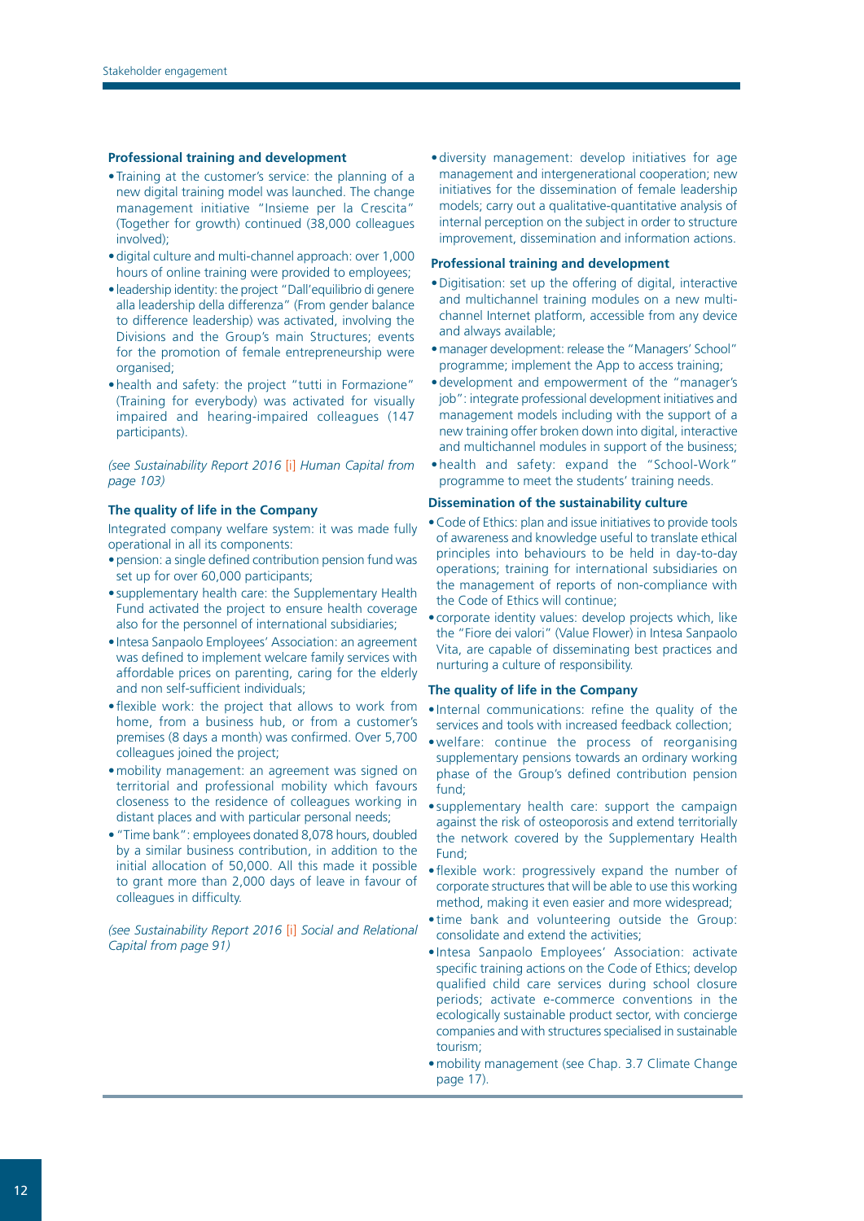**Professional training and development**

- Training at the customer's service: the planning of a new digital training model was launched. The change management initiative "Insieme per la Crescita" (Together for growth) continued (38,000 colleagues involved);
- digital culture and multi-channel approach: over 1,000 hours of online training were provided to employees;
- leadership identity: the project "Dall'equilibrio di genere alla leadership della differenza" (From gender balance to difference leadership) was activated, involving the Divisions and the Group's main Structures; events for the promotion of female entrepreneurship were organised;
- health and safety: the project "tutti in Formazione" (Training for everybody) was activated for visually impaired and hearing-impaired colleagues (147 participants).

*(see Sustainability Report 2016* [i] *Human Capital from page 103)*

**The quality of life in the Company**

Integrated company welfare system: it was made fully operational in all its components:

- pension: a single defined contribution pension fund was set up for over 60,000 participants;
- supplementary health care: the Supplementary Health Fund activated the project to ensure health coverage also for the personnel of international subsidiaries;
- Intesa Sanpaolo Employees' Association: an agreement was defined to implement welcare family services with affordable prices on parenting, caring for the elderly and non self-sufficient individuals;
- flexible work: the project that allows to work from home, from a business hub, or from a customer's premises (8 days a month) was confirmed. Over 5,700 colleagues joined the project;
- mobility management: an agreement was signed on territorial and professional mobility which favours closeness to the residence of colleagues working in distant places and with particular personal needs;
- "Time bank": employees donated 8,078 hours, doubled by a similar business contribution, in addition to the initial allocation of 50,000. All this made it possible to grant more than 2,000 days of leave in favour of colleagues in difficulty.

*(see Sustainability Report 2016* [i] *Social and Relational Capital from page 91)*

- diversity management: develop initiatives for age management and intergenerational cooperation; new initiatives for the dissemination of female leadership models; carry out a qualitative-quantitative analysis of internal perception on the subject in order to structure improvement, dissemination and information actions.

**Professional training and development**

- Digitisation: set up the offering of digital, interactive and multichannel training modules on a new multi-channel Internet platform, accessible from any device and always available;
- manager development: release the "Managers' School" programme; implement the App to access training;
- development and empowerment of the "manager's job": integrate professional development initiatives and management models including with the support of a new training offer broken down into digital, interactive and multichannel modules in support of the business;
- health and safety: expand the "School-Work" programme to meet the students' training needs.

**Dissemination of the sustainability culture**

- Code of Ethics: plan and issue initiatives to provide tools of awareness and knowledge useful to translate ethical principles into behaviours to be held in day-to-day operations; training for international subsidiaries on the management of reports of non-compliance with the Code of Ethics will continue;
- corporate identity values: develop projects which, like the "Fiore dei valori" (Value Flower) in Intesa Sanpaolo Vita, are capable of disseminating best practices and nurturing a culture of responsibility.

**The quality of life in the Company**

- Internal communications: refine the quality of the services and tools with increased feedback collection;
- welfare: continue the process of reorganising supplementary pensions towards an ordinary working phase of the Group's defined contribution pension fund;
- supplementary health care: support the campaign against the risk of osteoporosis and extend territorially the network covered by the Supplementary Health Fund;
- flexible work: progressively expand the number of corporate structures that will be able to use this working method, making it even easier and more widespread;
- time bank and volunteering outside the Group: consolidate and extend the activities;
- Intesa Sanpaolo Employees' Association: activate specific training actions on the Code of Ethics; develop qualified child care services during school closure periods; activate e-commerce conventions in the ecologically sustainable product sector, with concierge companies and with structures specialised in sustainable tourism;
- mobility management (see Chap. 3.7 Climate Change page 17).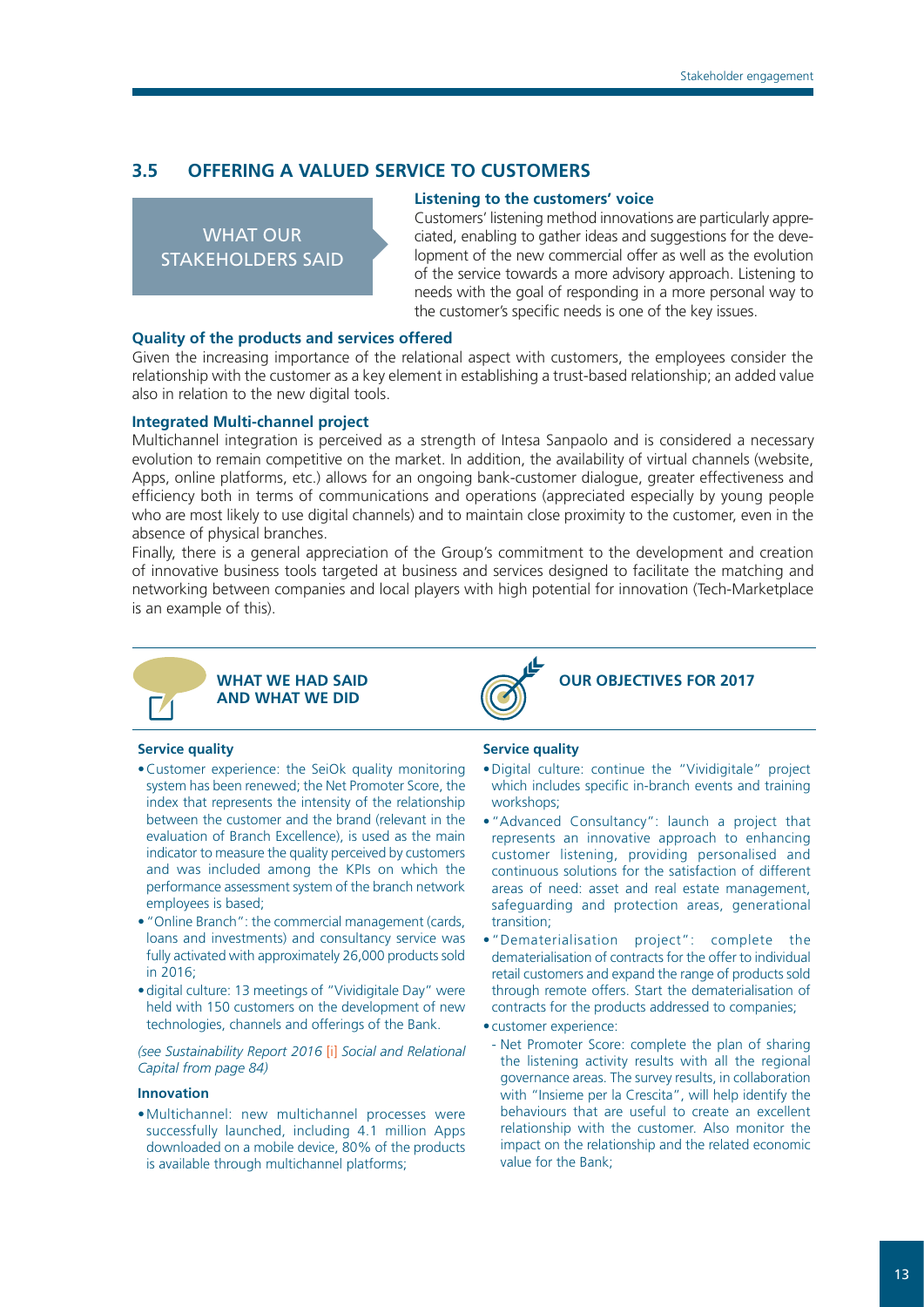## 3.5 OFFERING A VALUED SERVICE TO CUSTOMERS

WHAT OUR STAKEHOLDERS SAID

**Listening to the customers' voice**

Customers' listening method innovations are particularly appreciated, enabling to gather ideas and suggestions for the development of the new commercial offer as well as the evolution of the service towards a more advisory approach. Listening to needs with the goal of responding in a more personal way to the customer's specific needs is one of the key issues.

**Quality of the products and services offered**

Given the increasing importance of the relational aspect with customers, the employees consider the relationship with the customer as a key element in establishing a trust-based relationship; an added value also in relation to the new digital tools.

**Integrated Multi-channel project**

Multichannel integration is perceived as a strength of Intesa Sanpaolo and is considered a necessary evolution to remain competitive on the market. In addition, the availability of virtual channels (website, Apps, online platforms, etc.) allows for an ongoing bank-customer dialogue, greater effectiveness and efficiency both in terms of communications and operations (appreciated especially by young people who are most likely to use digital channels) and to maintain close proximity to the customer, even in the absence of physical branches.

Finally, there is a general appreciation of the Group's commitment to the development and creation of innovative business tools targeted at business and services designed to facilitate the matching and networking between companies and local players with high potential for innovation (Tech-Marketplace is an example of this).

### WHAT WE HAD SAID AND WHAT WE DID

**Service quality**

- Customer experience: the SeiOk quality monitoring system has been renewed; the Net Promoter Score, the index that represents the intensity of the relationship between the customer and the brand (relevant in the evaluation of Branch Excellence), is used as the main indicator to measure the quality perceived by customers and was included among the KPIs on which the performance assessment system of the branch network employees is based;
- "Online Branch": the commercial management (cards, loans and investments) and consultancy service was fully activated with approximately 26,000 products sold in 2016;
- digital culture: 13 meetings of "Vividigitale Day" were held with 150 customers on the development of new technologies, channels and offerings of the Bank.

*(see Sustainability Report 2016 [i] Social and Relational Capital from page 84)*

**Innovation**

- Multichannel: new multichannel processes were successfully launched, including 4.1 million Apps downloaded on a mobile device, 80% of the products is available through multichannel platforms;

### OUR OBJECTIVES FOR 2017

**Service quality**

- Digital culture: continue the "Vividigitale" project which includes specific in-branch events and training workshops;
- "Advanced Consultancy": launch a project that represents an innovative approach to enhancing customer listening, providing personalised and continuous solutions for the satisfaction of different areas of need: asset and real estate management, safeguarding and protection areas, generational transition;
- "Dematerialisation project": complete the dematerialisation of contracts for the offer to individual retail customers and expand the range of products sold through remote offers. Start the dematerialisation of contracts for the products addressed to companies;
- customer experience:
  - Net Promoter Score: complete the plan of sharing the listening activity results with all the regional governance areas. The survey results, in collaboration with "Insieme per la Crescita", will help identify the behaviours that are useful to create an excellent relationship with the customer. Also monitor the impact on the relationship and the related economic value for the Bank;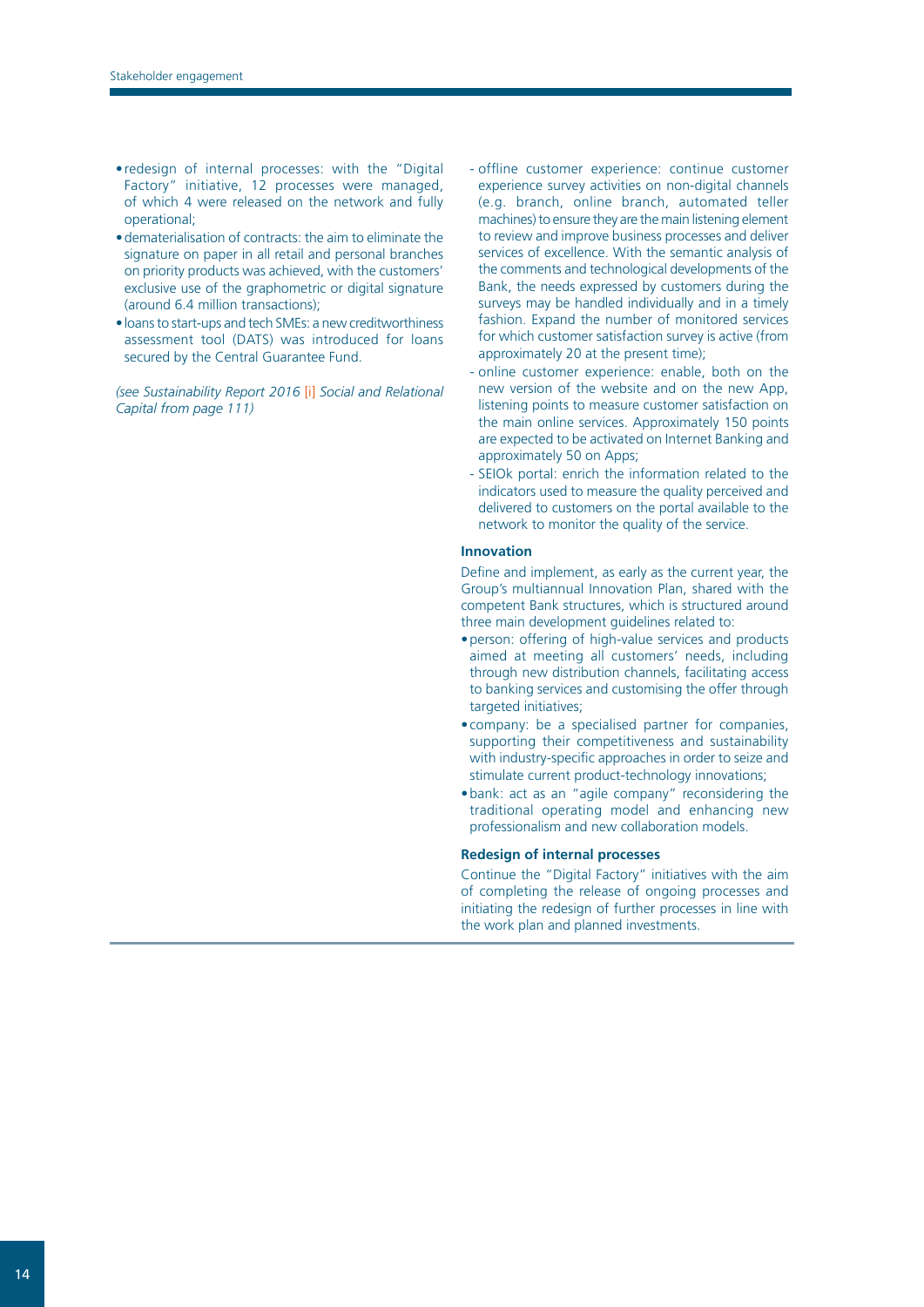- redesign of internal processes: with the "Digital Factory" initiative, 12 processes were managed, of which 4 were released on the network and fully operational;
- dematerialisation of contracts: the aim to eliminate the signature on paper in all retail and personal branches on priority products was achieved, with the customers' exclusive use of the graphometric or digital signature (around 6.4 million transactions);
- loans to start-ups and tech SMEs: a new creditworthiness assessment tool (DATS) was introduced for loans secured by the Central Guarantee Fund.

*(see Sustainability Report 2016 [i] Social and Relational Capital from page 111)*

- offline customer experience: continue customer experience survey activities on non-digital channels (e.g. branch, online branch, automated teller machines) to ensure they are the main listening element to review and improve business processes and deliver services of excellence. With the semantic analysis of the comments and technological developments of the Bank, the needs expressed by customers during the surveys may be handled individually and in a timely fashion. Expand the number of monitored services for which customer satisfaction survey is active (from approximately 20 at the present time);
- online customer experience: enable, both on the new version of the website and on the new App, listening points to measure customer satisfaction on the main online services. Approximately 150 points are expected to be activated on Internet Banking and approximately 50 on Apps;
- SEIOk portal: enrich the information related to the indicators used to measure the quality perceived and delivered to customers on the portal available to the network to monitor the quality of the service.

**Innovation**

Define and implement, as early as the current year, the Group's multiannual Innovation Plan, shared with the competent Bank structures, which is structured around three main development guidelines related to:

- person: offering of high-value services and products aimed at meeting all customers' needs, including through new distribution channels, facilitating access to banking services and customising the offer through targeted initiatives;
- company: be a specialised partner for companies, supporting their competitiveness and sustainability with industry-specific approaches in order to seize and stimulate current product-technology innovations;
- bank: act as an "agile company" reconsidering the traditional operating model and enhancing new professionalism and new collaboration models.

**Redesign of internal processes**

Continue the "Digital Factory" initiatives with the aim of completing the release of ongoing processes and initiating the redesign of further processes in line with the work plan and planned investments.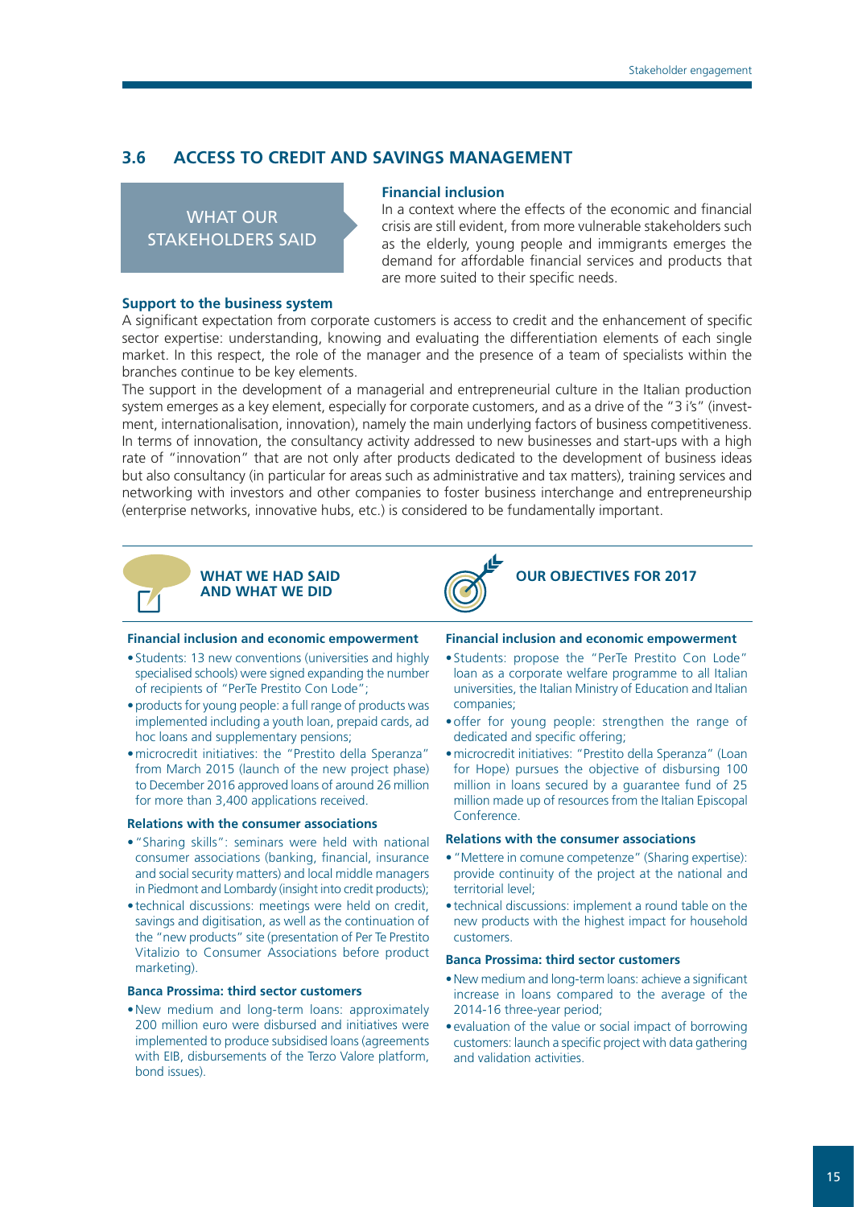## 3.6 ACCESS TO CREDIT AND SAVINGS MANAGEMENT

WHAT OUR STAKEHOLDERS SAID

**Financial inclusion**

In a context where the effects of the economic and financial crisis are still evident, from more vulnerable stakeholders such as the elderly, young people and immigrants emerges the demand for affordable financial services and products that are more suited to their specific needs.

**Support to the business system**

A significant expectation from corporate customers is access to credit and the enhancement of specific sector expertise: understanding, knowing and evaluating the differentiation elements of each single market. In this respect, the role of the manager and the presence of a team of specialists within the branches continue to be key elements.

The support in the development of a managerial and entrepreneurial culture in the Italian production system emerges as a key element, especially for corporate customers, and as a drive of the "3 i's" (investment, internationalisation, innovation), namely the main underlying factors of business competitiveness. In terms of innovation, the consultancy activity addressed to new businesses and start-ups with a high rate of "innovation" that are not only after products dedicated to the development of business ideas but also consultancy (in particular for areas such as administrative and tax matters), training services and networking with investors and other companies to foster business interchange and entrepreneurship (enterprise networks, innovative hubs, etc.) is considered to be fundamentally important.

### WHAT WE HAD SAID AND WHAT WE DID

**Financial inclusion and economic empowerment**

- Students: 13 new conventions (universities and highly specialised schools) were signed expanding the number of recipients of "PerTe Prestito Con Lode";
- products for young people: a full range of products was implemented including a youth loan, prepaid cards, ad hoc loans and supplementary pensions;
- microcredit initiatives: the "Prestito della Speranza" from March 2015 (launch of the new project phase) to December 2016 approved loans of around 26 million for more than 3,400 applications received.

**Relations with the consumer associations**

- "Sharing skills": seminars were held with national consumer associations (banking, financial, insurance and social security matters) and local middle managers in Piedmont and Lombardy (insight into credit products);
- technical discussions: meetings were held on credit, savings and digitisation, as well as the continuation of the "new products" site (presentation of Per Te Prestito Vitalizio to Consumer Associations before product marketing).

**Banca Prossima: third sector customers**

- New medium and long-term loans: approximately 200 million euro were disbursed and initiatives were implemented to produce subsidised loans (agreements with EIB, disbursements of the Terzo Valore platform, bond issues).

### OUR OBJECTIVES FOR 2017

**Financial inclusion and economic empowerment**

- Students: propose the "PerTe Prestito Con Lode" loan as a corporate welfare programme to all Italian universities, the Italian Ministry of Education and Italian companies;
- offer for young people: strengthen the range of dedicated and specific offering;
- microcredit initiatives: "Prestito della Speranza" (Loan for Hope) pursues the objective of disbursing 100 million in loans secured by a guarantee fund of 25 million made up of resources from the Italian Episcopal Conference.

**Relations with the consumer associations**

- "Mettere in comune competenze" (Sharing expertise): provide continuity of the project at the national and territorial level;
- technical discussions: implement a round table on the new products with the highest impact for household customers.

**Banca Prossima: third sector customers**

- New medium and long-term loans: achieve a significant increase in loans compared to the average of the 2014-16 three-year period;
- evaluation of the value or social impact of borrowing customers: launch a specific project with data gathering and validation activities.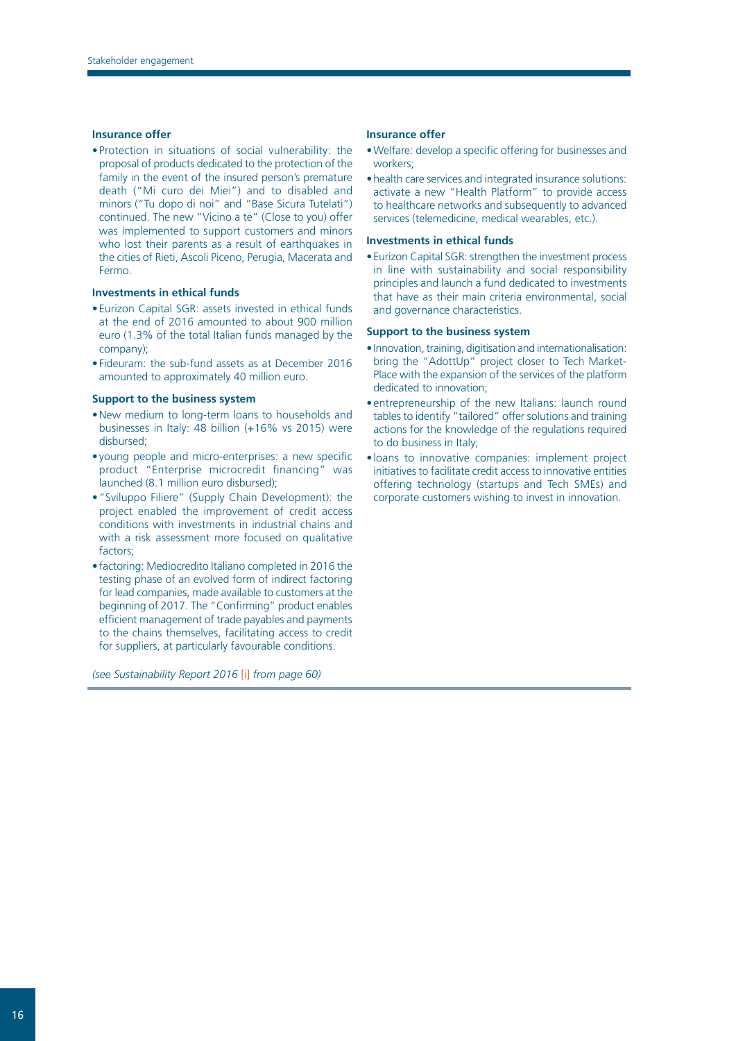#### Insurance offer

- Protection in situations of social vulnerability: the proposal of products dedicated to the protection of the family in the event of the insured person's premature death ("Mi curo dei Miei") and to disabled and minors ("Tu dopo di noi" and "Base Sicura Tutelati") continued. The new "Vicino a te" (Close to you) offer was implemented to support customers and minors who lost their parents as a result of earthquakes in the cities of Rieti, Ascoli Piceno, Perugia, Macerata and Fermo.

#### Investments in ethical funds

- Eurizon Capital SGR: assets invested in ethical funds at the end of 2016 amounted to about 900 million euro (1.3% of the total Italian funds managed by the company);
- Fideuram: the sub-fund assets as at December 2016 amounted to approximately 40 million euro.

#### Support to the business system

- New medium to long-term loans to households and businesses in Italy: 48 billion (+16% vs 2015) were disbursed;
- young people and micro-enterprises: a new specific product "Enterprise microcredit financing" was launched (8.1 million euro disbursed);
- "Sviluppo Filiere" (Supply Chain Development): the project enabled the improvement of credit access conditions with investments in industrial chains and with a risk assessment more focused on qualitative factors;
- factoring: Mediocredito Italiano completed in 2016 the testing phase of an evolved form of indirect factoring for lead companies, made available to customers at the beginning of 2017. The "Confirming" product enables efficient management of trade payables and payments to the chains themselves, facilitating access to credit for suppliers, at particularly favourable conditions.

#### Insurance offer

- Welfare: develop a specific offering for businesses and workers;
- health care services and integrated insurance solutions: activate a new "Health Platform" to provide access to healthcare networks and subsequently to advanced services (telemedicine, medical wearables, etc.).

#### Investments in ethical funds

- Eurizon Capital SGR: strengthen the investment process in line with sustainability and social responsibility principles and launch a fund dedicated to investments that have as their main criteria environmental, social and governance characteristics.

#### Support to the business system

- Innovation, training, digitisation and internationalisation: bring the "AdottUp" project closer to Tech Market-Place with the expansion of the services of the platform dedicated to innovation;
- entrepreneurship of the new Italians: launch round tables to identify "tailored" offer solutions and training actions for the knowledge of the regulations required to do business in Italy;
- loans to innovative companies: implement project initiatives to facilitate credit access to innovative entities offering technology (startups and Tech SMEs) and corporate customers wishing to invest in innovation.

*(see Sustainability Report 2016* [i] *from page 60)*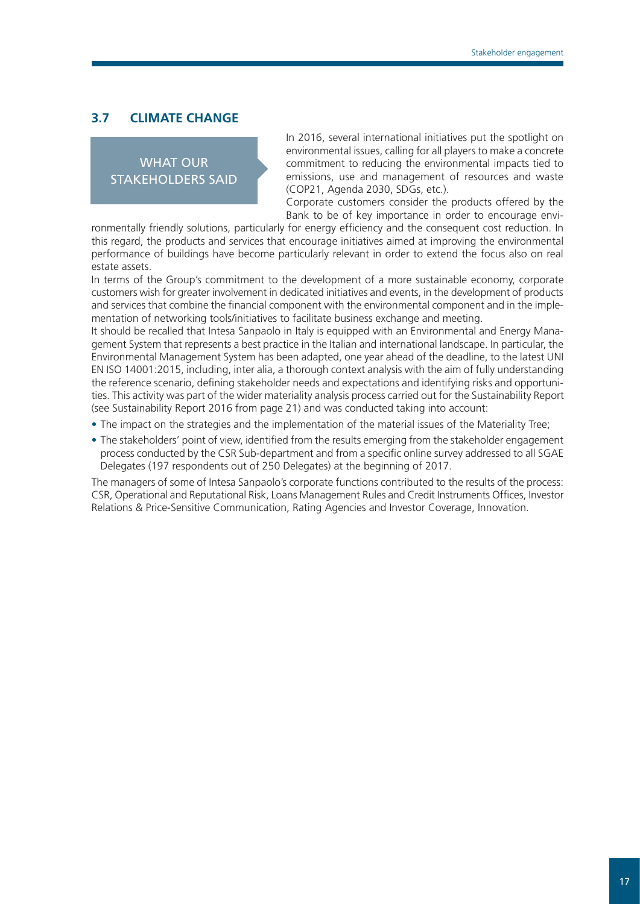## 3.7 CLIMATE CHANGE

**WHAT OUR STAKEHOLDERS SAID**

In 2016, several international initiatives put the spotlight on environmental issues, calling for all players to make a concrete commitment to reducing the environmental impacts tied to emissions, use and management of resources and waste (COP21, Agenda 2030, SDGs, etc.).

Corporate customers consider the products offered by the Bank to be of key importance in order to encourage environmentally friendly solutions, particularly for energy efficiency and the consequent cost reduction. In this regard, the products and services that encourage initiatives aimed at improving the environmental performance of buildings have become particularly relevant in order to extend the focus also on real estate assets.

In terms of the Group's commitment to the development of a more sustainable economy, corporate customers wish for greater involvement in dedicated initiatives and events, in the development of products and services that combine the financial component with the environmental component and in the implementation of networking tools/initiatives to facilitate business exchange and meeting.

It should be recalled that Intesa Sanpaolo in Italy is equipped with an Environmental and Energy Management System that represents a best practice in the Italian and international landscape. In particular, the Environmental Management System has been adapted, one year ahead of the deadline, to the latest UNI EN ISO 14001:2015, including, inter alia, a thorough context analysis with the aim of fully understanding the reference scenario, defining stakeholder needs and expectations and identifying risks and opportunities. This activity was part of the wider materiality analysis process carried out for the Sustainability Report (see Sustainability Report 2016 from page 21) and was conducted taking into account:

- The impact on the strategies and the implementation of the material issues of the Materiality Tree;
- The stakeholders' point of view, identified from the results emerging from the stakeholder engagement process conducted by the CSR Sub-department and from a specific online survey addressed to all SGAE Delegates (197 respondents out of 250 Delegates) at the beginning of 2017.

The managers of some of Intesa Sanpaolo's corporate functions contributed to the results of the process: CSR, Operational and Reputational Risk, Loans Management Rules and Credit Instruments Offices, Investor Relations & Price-Sensitive Communication, Rating Agencies and Investor Coverage, Innovation.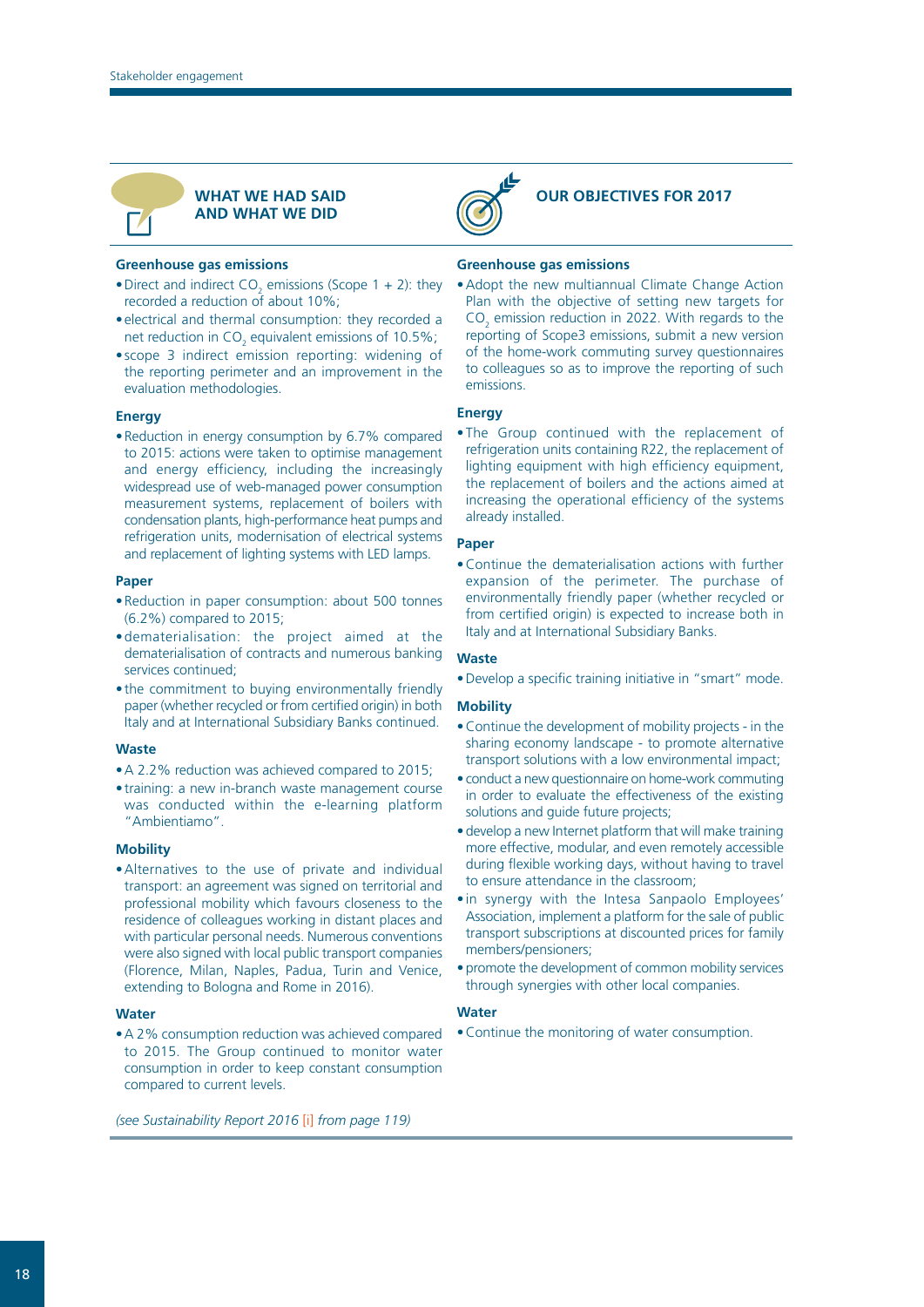## WHAT WE HAD SAID AND WHAT WE DID

### Greenhouse gas emissions

- Direct and indirect $CO_2$ emissions (Scope 1 + 2): they recorded a reduction of about 10%;
- electrical and thermal consumption: they recorded a net reduction in $CO_2$ equivalent emissions of 10.5%;
- scope 3 indirect emission reporting: widening of the reporting perimeter and an improvement in the evaluation methodologies.

### Energy

- Reduction in energy consumption by 6.7% compared to 2015: actions were taken to optimise management and energy efficiency, including the increasingly widespread use of web-managed power consumption measurement systems, replacement of boilers with condensation plants, high-performance heat pumps and refrigeration units, modernisation of electrical systems and replacement of lighting systems with LED lamps.

### Paper

- Reduction in paper consumption: about 500 tonnes (6.2%) compared to 2015;
- dematerialisation: the project aimed at the dematerialisation of contracts and numerous banking services continued;
- the commitment to buying environmentally friendly paper (whether recycled or from certified origin) in both Italy and at International Subsidiary Banks continued.

### Waste

- A 2.2% reduction was achieved compared to 2015;
- training: a new in-branch waste management course was conducted within the e-learning platform "Ambientiamo".

### Mobility

- Alternatives to the use of private and individual transport: an agreement was signed on territorial and professional mobility which favours closeness to the residence of colleagues working in distant places and with particular personal needs. Numerous conventions were also signed with local public transport companies (Florence, Milan, Naples, Padua, Turin and Venice, extending to Bologna and Rome in 2016).

### Water

- A 2% consumption reduction was achieved compared to 2015. The Group continued to monitor water consumption in order to keep constant consumption compared to current levels.

*(see Sustainability Report 2016 [i] from page 119)*

## OUR OBJECTIVES FOR 2017

### Greenhouse gas emissions

- Adopt the new multiannual Climate Change Action Plan with the objective of setting new targets for $CO_2$ emission reduction in 2022. With regards to the reporting of Scope3 emissions, submit a new version of the home-work commuting survey questionnaires to colleagues so as to improve the reporting of such emissions.

### Energy

- The Group continued with the replacement of refrigeration units containing R22, the replacement of lighting equipment with high efficiency equipment, the replacement of boilers and the actions aimed at increasing the operational efficiency of the systems already installed.

### Paper

- Continue the dematerialisation actions with further expansion of the perimeter. The purchase of environmentally friendly paper (whether recycled or from certified origin) is expected to increase both in Italy and at International Subsidiary Banks.

### Waste

- Develop a specific training initiative in "smart" mode.

### Mobility

- Continue the development of mobility projects - in the sharing economy landscape - to promote alternative transport solutions with a low environmental impact;
- conduct a new questionnaire on home-work commuting in order to evaluate the effectiveness of the existing solutions and guide future projects;
- develop a new Internet platform that will make training more effective, modular, and even remotely accessible during flexible working days, without having to travel to ensure attendance in the classroom;
- in synergy with the Intesa Sanpaolo Employees' Association, implement a platform for the sale of public transport subscriptions at discounted prices for family members/pensioners;
- promote the development of common mobility services through synergies with other local companies.

### Water

- Continue the monitoring of water consumption.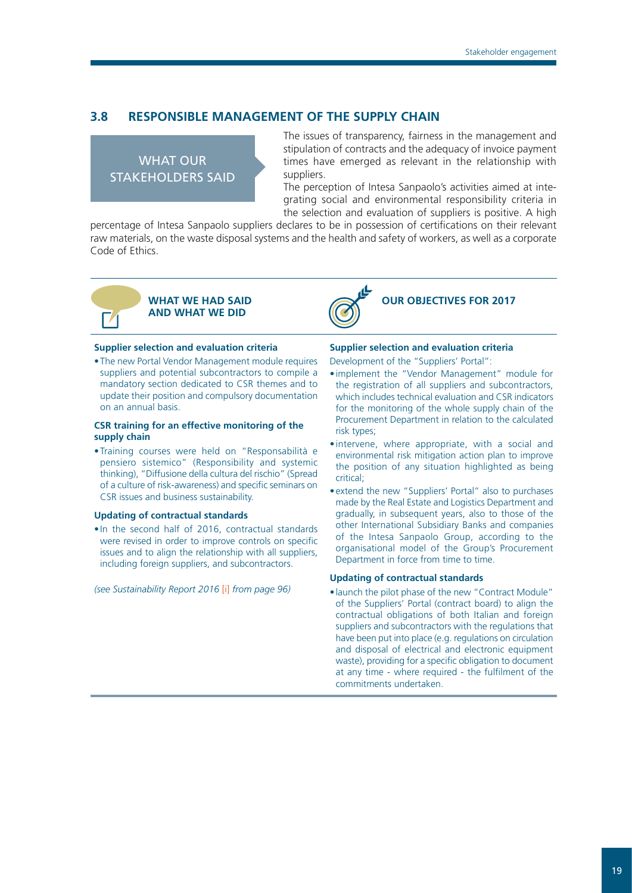## 3.8 RESPONSIBLE MANAGEMENT OF THE SUPPLY CHAIN

WHAT OUR STAKEHOLDERS SAID

The issues of transparency, fairness in the management and stipulation of contracts and the adequacy of invoice payment times have emerged as relevant in the relationship with suppliers.

The perception of Intesa Sanpaolo's activities aimed at integrating social and environmental responsibility criteria in the selection and evaluation of suppliers is positive. A high percentage of Intesa Sanpaolo suppliers declares to be in possession of certifications on their relevant raw materials, on the waste disposal systems and the health and safety of workers, as well as a corporate Code of Ethics.

### WHAT WE HAD SAID AND WHAT WE DID

**Supplier selection and evaluation criteria**

- The new Portal Vendor Management module requires suppliers and potential subcontractors to compile a mandatory section dedicated to CSR themes and to update their position and compulsory documentation on an annual basis.

**CSR training for an effective monitoring of the supply chain**

- Training courses were held on "Responsabilità e pensiero sistemico" (Responsibility and systemic thinking), "Diffusione della cultura del rischio" (Spread of a culture of risk-awareness) and specific seminars on CSR issues and business sustainability.

**Updating of contractual standards**

- In the second half of 2016, contractual standards were revised in order to improve controls on specific issues and to align the relationship with all suppliers, including foreign suppliers, and subcontractors.

*(see Sustainability Report 2016 [i] from page 96)*

### OUR OBJECTIVES FOR 2017

**Supplier selection and evaluation criteria**

Development of the "Suppliers' Portal":

- implement the "Vendor Management" module for the registration of all suppliers and subcontractors, which includes technical evaluation and CSR indicators for the monitoring of the whole supply chain of the Procurement Department in relation to the calculated risk types;
- intervene, where appropriate, with a social and environmental risk mitigation action plan to improve the position of any situation highlighted as being critical;
- extend the new "Suppliers' Portal" also to purchases made by the Real Estate and Logistics Department and gradually, in subsequent years, also to those of the other International Subsidiary Banks and companies of the Intesa Sanpaolo Group, according to the organisational model of the Group's Procurement Department in force from time to time.

**Updating of contractual standards**

- launch the pilot phase of the new "Contract Module" of the Suppliers' Portal (contract board) to align the contractual obligations of both Italian and foreign suppliers and subcontractors with the regulations that have been put into place (e.g. regulations on circulation and disposal of electrical and electronic equipment waste), providing for a specific obligation to document at any time - where required - the fulfilment of the commitments undertaken.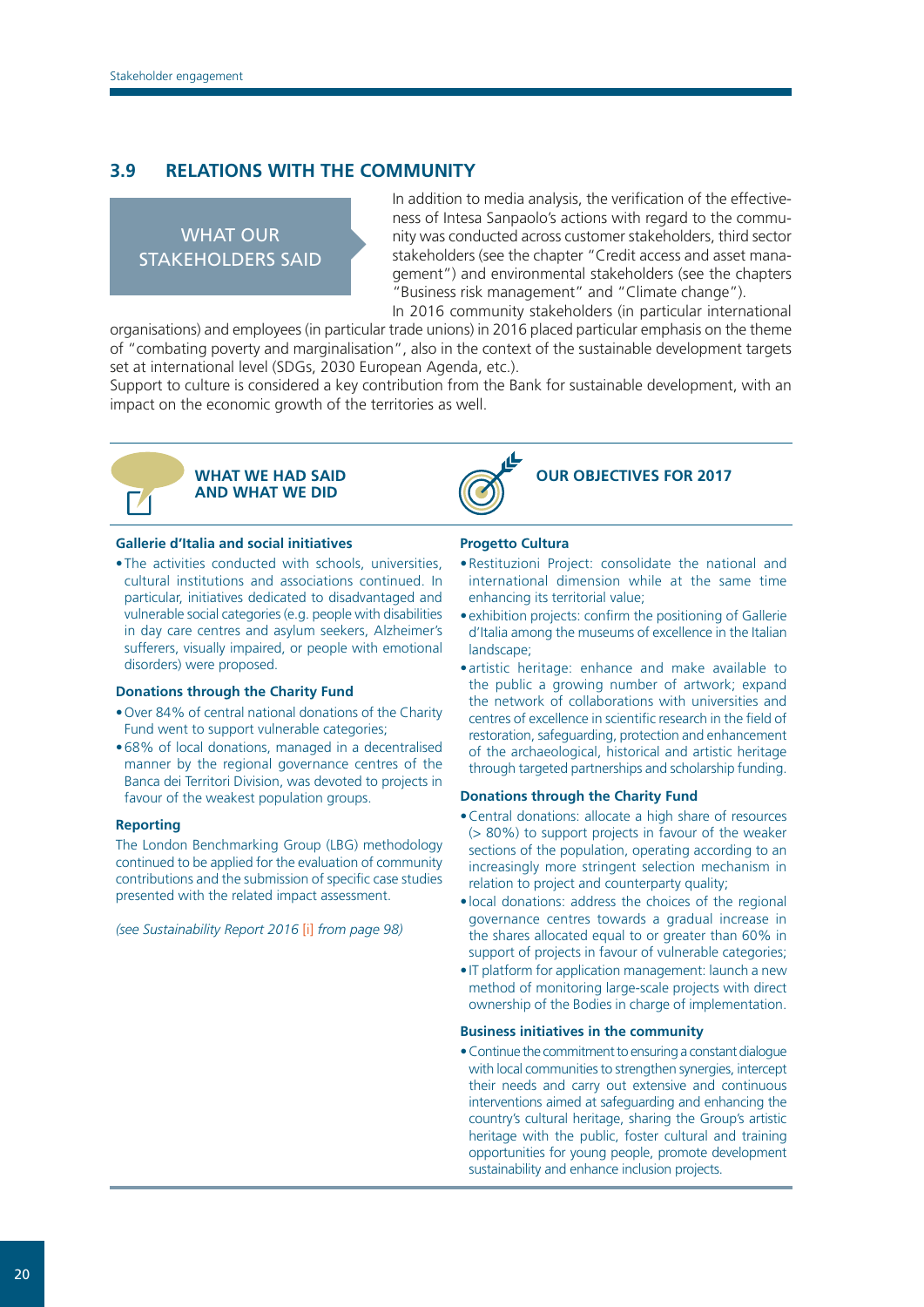## 3.9 RELATIONS WITH THE COMMUNITY

WHAT OUR STAKEHOLDERS SAID

In addition to media analysis, the verification of the effectiveness of Intesa Sanpaolo's actions with regard to the community was conducted across customer stakeholders, third sector stakeholders (see the chapter "Credit access and asset management") and environmental stakeholders (see the chapters "Business risk management" and "Climate change").

In 2016 community stakeholders (in particular international organisations) and employees (in particular trade unions) in 2016 placed particular emphasis on the theme of "combating poverty and marginalisation", also in the context of the sustainable development targets set at international level (SDGs, 2030 European Agenda, etc.).

Support to culture is considered a key contribution from the Bank for sustainable development, with an impact on the economic growth of the territories as well.

### WHAT WE HAD SAID AND WHAT WE DID

**Gallerie d'Italia and social initiatives**

- The activities conducted with schools, universities, cultural institutions and associations continued. In particular, initiatives dedicated to disadvantaged and vulnerable social categories (e.g. people with disabilities in day care centres and asylum seekers, Alzheimer's sufferers, visually impaired, or people with emotional disorders) were proposed.

**Donations through the Charity Fund**

- Over 84% of central national donations of the Charity Fund went to support vulnerable categories;
- 68% of local donations, managed in a decentralised manner by the regional governance centres of the Banca dei Territori Division, was devoted to projects in favour of the weakest population groups.

**Reporting**

The London Benchmarking Group (LBG) methodology continued to be applied for the evaluation of community contributions and the submission of specific case studies presented with the related impact assessment.

*(see Sustainability Report 2016 [i] from page 98)*

### OUR OBJECTIVES FOR 2017

**Progetto Cultura**

- Restituzioni Project: consolidate the national and international dimension while at the same time enhancing its territorial value;
- exhibition projects: confirm the positioning of Gallerie d'Italia among the museums of excellence in the Italian landscape;
- artistic heritage: enhance and make available to the public a growing number of artwork; expand the network of collaborations with universities and centres of excellence in scientific research in the field of restoration, safeguarding, protection and enhancement of the archaeological, historical and artistic heritage through targeted partnerships and scholarship funding.

**Donations through the Charity Fund**

- Central donations: allocate a high share of resources (> 80%) to support projects in favour of the weaker sections of the population, operating according to an increasingly more stringent selection mechanism in relation to project and counterparty quality;
- local donations: address the choices of the regional governance centres towards a gradual increase in the shares allocated equal to or greater than 60% in support of projects in favour of vulnerable categories;
- IT platform for application management: launch a new method of monitoring large-scale projects with direct ownership of the Bodies in charge of implementation.

**Business initiatives in the community**

- Continue the commitment to ensuring a constant dialogue with local communities to strengthen synergies, intercept their needs and carry out extensive and continuous interventions aimed at safeguarding and enhancing the country's cultural heritage, sharing the Group's artistic heritage with the public, foster cultural and training opportunities for young people, promote development sustainability and enhance inclusion projects.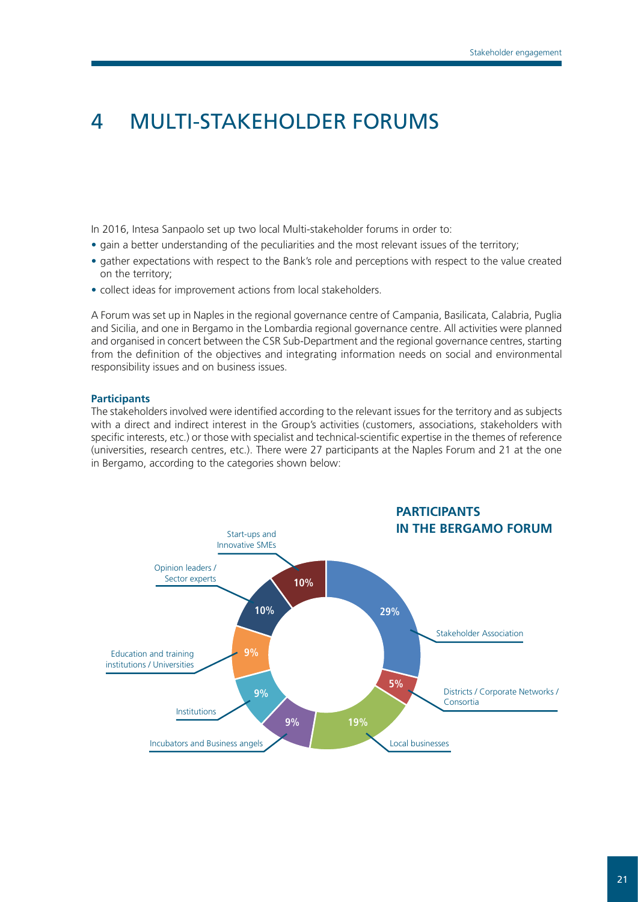# 4 MULTI-STAKEHOLDER FORUMS

In 2016, Intesa Sanpaolo set up two local Multi-stakeholder forums in order to:

- gain a better understanding of the peculiarities and the most relevant issues of the territory;
- gather expectations with respect to the Bank's role and perceptions with respect to the value created on the territory;
- collect ideas for improvement actions from local stakeholders.

A Forum was set up in Naples in the regional governance centre of Campania, Basilicata, Calabria, Puglia and Sicilia, and one in Bergamo in the Lombardia regional governance centre. All activities were planned and organised in concert between the CSR Sub-Department and the regional governance centres, starting from the definition of the objectives and integrating information needs on social and environmental responsibility issues and on business issues.

**Participants**

The stakeholders involved were identified according to the relevant issues for the territory and as subjects with a direct and indirect interest in the Group's activities (customers, associations, stakeholders with specific interests, etc.) or those with specialist and technical-scientific expertise in the themes of reference (universities, research centres, etc.). There were 27 participants at the Naples Forum and 21 at the one in Bergamo, according to the categories shown below:

**PARTICIPANTS IN THE BERGAMO FORUM**

Stakeholder Association 29%
Districts / Corporate Networks / Consortia 5%
Local businesses 19%
Incubators and Business angels 9%
Institutions 9%
Education and training institutions / Universities 9%
Opinion leaders / Sector experts 10%
Start-ups and Innovative SMEs 10%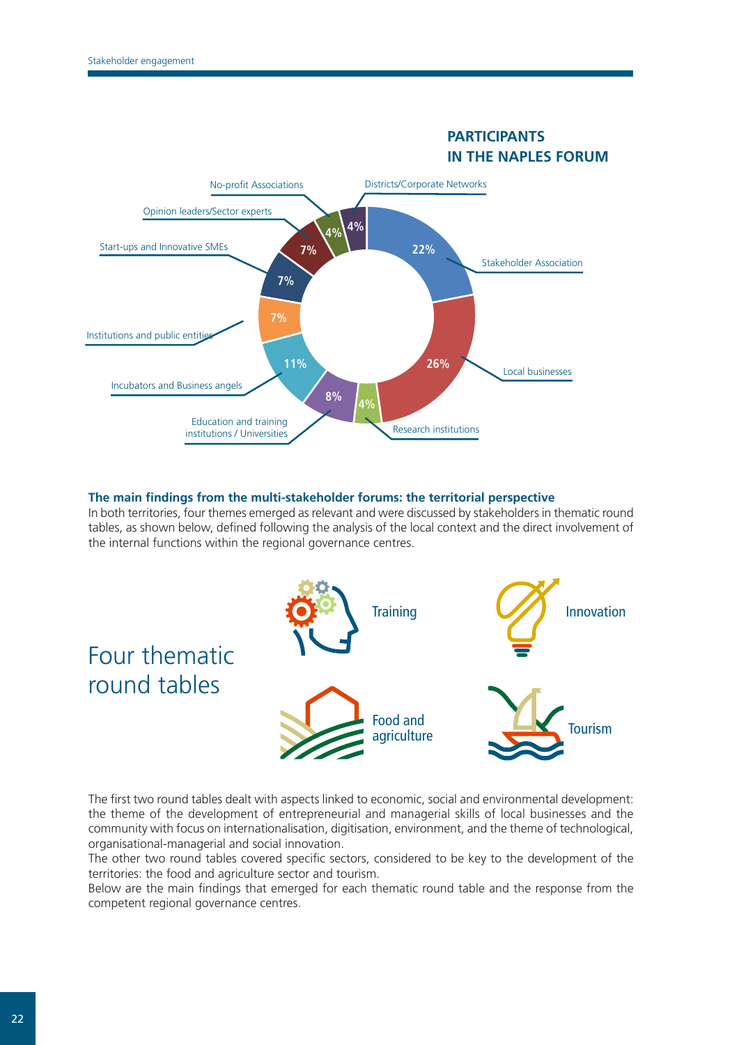**PARTICIPANTS IN THE NAPLES FORUM**

Stakeholder Association 22%

Local businesses 26%

Research institutions 4%

Education and training institutions / Universities 8%

Incubators and Business angels 11%

Institutions and public entities 7%

Start-ups and Innovative SMEs 7%

Opinion leaders/Sector experts 7%

No-profit Associations 4%

Districts/Corporate Networks 4%

### The main findings from the multi-stakeholder forums: the territorial perspective

In both territories, four themes emerged as relevant and were discussed by stakeholders in thematic round tables, as shown below, defined following the analysis of the local context and the direct involvement of the internal functions within the regional governance centres.

Four thematic round tables

Training

Innovation

Food and agriculture

Tourism

The first two round tables dealt with aspects linked to economic, social and environmental development: the theme of the development of entrepreneurial and managerial skills of local businesses and the community with focus on internationalisation, digitisation, environment, and the theme of technological, organisational-managerial and social innovation.

The other two round tables covered specific sectors, considered to be key to the development of the territories: the food and agriculture sector and tourism.

Below are the main findings that emerged for each thematic round table and the response from the competent regional governance centres.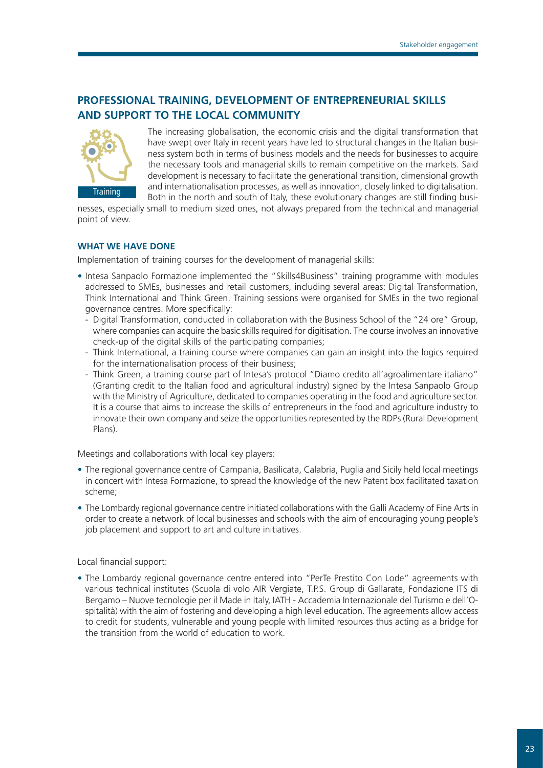## PROFESSIONAL TRAINING, DEVELOPMENT OF ENTREPRENEURIAL SKILLS AND SUPPORT TO THE LOCAL COMMUNITY

Training

The increasing globalisation, the economic crisis and the digital transformation that have swept over Italy in recent years have led to structural changes in the Italian business system both in terms of business models and the needs for businesses to acquire the necessary tools and managerial skills to remain competitive on the markets. Said development is necessary to facilitate the generational transition, dimensional growth and internationalisation processes, as well as innovation, closely linked to digitalisation. Both in the north and south of Italy, these evolutionary changes are still finding businesses, especially small to medium sized ones, not always prepared from the technical and managerial point of view.

### WHAT WE HAVE DONE

Implementation of training courses for the development of managerial skills:

- Intesa Sanpaolo Formazione implemented the "Skills4Business" training programme with modules addressed to SMEs, businesses and retail customers, including several areas: Digital Transformation, Think International and Think Green. Training sessions were organised for SMEs in the two regional governance centres. More specifically:
  - Digital Transformation, conducted in collaboration with the Business School of the "24 ore" Group, where companies can acquire the basic skills required for digitisation. The course involves an innovative check-up of the digital skills of the participating companies;
  - Think International, a training course where companies can gain an insight into the logics required for the internationalisation process of their business;
  - Think Green, a training course part of Intesa's protocol "Diamo credito all'agroalimentare italiano" (Granting credit to the Italian food and agricultural industry) signed by the Intesa Sanpaolo Group with the Ministry of Agriculture, dedicated to companies operating in the food and agriculture sector. It is a course that aims to increase the skills of entrepreneurs in the food and agriculture industry to innovate their own company and seize the opportunities represented by the RDPs (Rural Development Plans).

Meetings and collaborations with local key players:

- The regional governance centre of Campania, Basilicata, Calabria, Puglia and Sicily held local meetings in concert with Intesa Formazione, to spread the knowledge of the new Patent box facilitated taxation scheme;
- The Lombardy regional governance centre initiated collaborations with the Galli Academy of Fine Arts in order to create a network of local businesses and schools with the aim of encouraging young people's job placement and support to art and culture initiatives.

Local financial support:

- The Lombardy regional governance centre entered into "PerTe Prestito Con Lode" agreements with various technical institutes (Scuola di volo AIR Vergiate, T.P.S. Group di Gallarate, Fondazione ITS di Bergamo – Nuove tecnologie per il Made in Italy, IATH - Accademia Internazionale del Turismo e dell'Ospitalità) with the aim of fostering and developing a high level education. The agreements allow access to credit for students, vulnerable and young people with limited resources thus acting as a bridge for the transition from the world of education to work.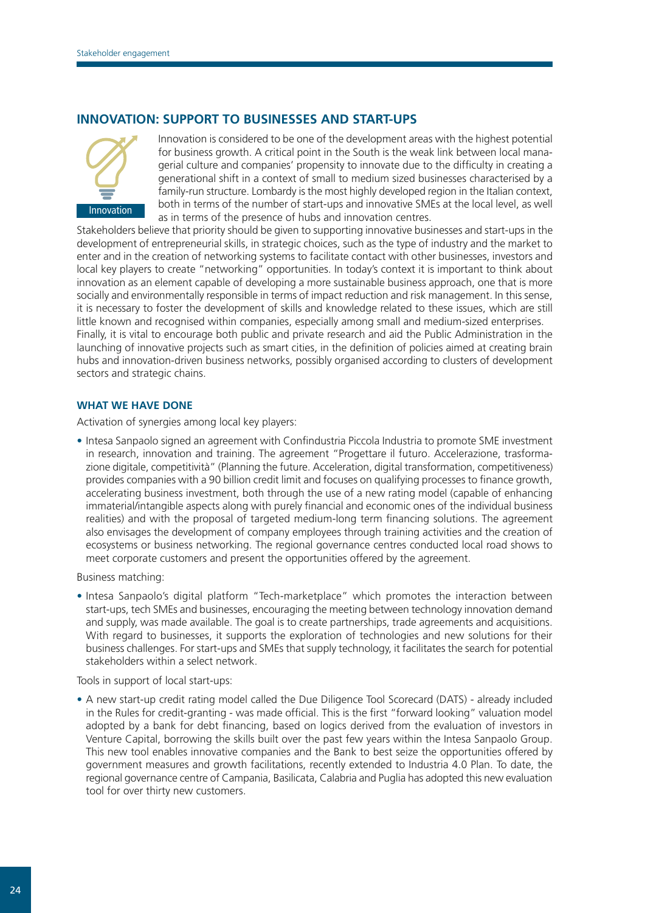## INNOVATION: SUPPORT TO BUSINESSES AND START-UPS

Innovation

Innovation is considered to be one of the development areas with the highest potential for business growth. A critical point in the South is the weak link between local managerial culture and companies' propensity to innovate due to the difficulty in creating a generational shift in a context of small to medium sized businesses characterised by a family-run structure. Lombardy is the most highly developed region in the Italian context, both in terms of the number of start-ups and innovative SMEs at the local level, as well as in terms of the presence of hubs and innovation centres.

Stakeholders believe that priority should be given to supporting innovative businesses and start-ups in the development of entrepreneurial skills, in strategic choices, such as the type of industry and the market to enter and in the creation of networking systems to facilitate contact with other businesses, investors and local key players to create "networking" opportunities. In today's context it is important to think about innovation as an element capable of developing a more sustainable business approach, one that is more socially and environmentally responsible in terms of impact reduction and risk management. In this sense, it is necessary to foster the development of skills and knowledge related to these issues, which are still little known and recognised within companies, especially among small and medium-sized enterprises.
Finally, it is vital to encourage both public and private research and aid the Public Administration in the launching of innovative projects such as smart cities, in the definition of policies aimed at creating brain hubs and innovation-driven business networks, possibly organised according to clusters of development sectors and strategic chains.

### WHAT WE HAVE DONE

Activation of synergies among local key players:

- Intesa Sanpaolo signed an agreement with Confindustria Piccola Industria to promote SME investment in research, innovation and training. The agreement "Progettare il futuro. Accelerazione, trasformazione digitale, competitività" (Planning the future. Acceleration, digital transformation, competitiveness) provides companies with a 90 billion credit limit and focuses on qualifying processes to finance growth, accelerating business investment, both through the use of a new rating model (capable of enhancing immaterial/intangible aspects along with purely financial and economic ones of the individual business realities) and with the proposal of targeted medium-long term financing solutions. The agreement also envisages the development of company employees through training activities and the creation of ecosystems or business networking. The regional governance centres conducted local road shows to meet corporate customers and present the opportunities offered by the agreement.

Business matching:

- Intesa Sanpaolo's digital platform "Tech-marketplace" which promotes the interaction between start-ups, tech SMEs and businesses, encouraging the meeting between technology innovation demand and supply, was made available. The goal is to create partnerships, trade agreements and acquisitions. With regard to businesses, it supports the exploration of technologies and new solutions for their business challenges. For start-ups and SMEs that supply technology, it facilitates the search for potential stakeholders within a select network.

Tools in support of local start-ups:

- A new start-up credit rating model called the Due Diligence Tool Scorecard (DATS) - already included in the Rules for credit-granting - was made official. This is the first "forward looking" valuation model adopted by a bank for debt financing, based on logics derived from the evaluation of investors in Venture Capital, borrowing the skills built over the past few years within the Intesa Sanpaolo Group. This new tool enables innovative companies and the Bank to best seize the opportunities offered by government measures and growth facilitations, recently extended to Industria 4.0 Plan. To date, the regional governance centre of Campania, Basilicata, Calabria and Puglia has adopted this new evaluation tool for over thirty new customers.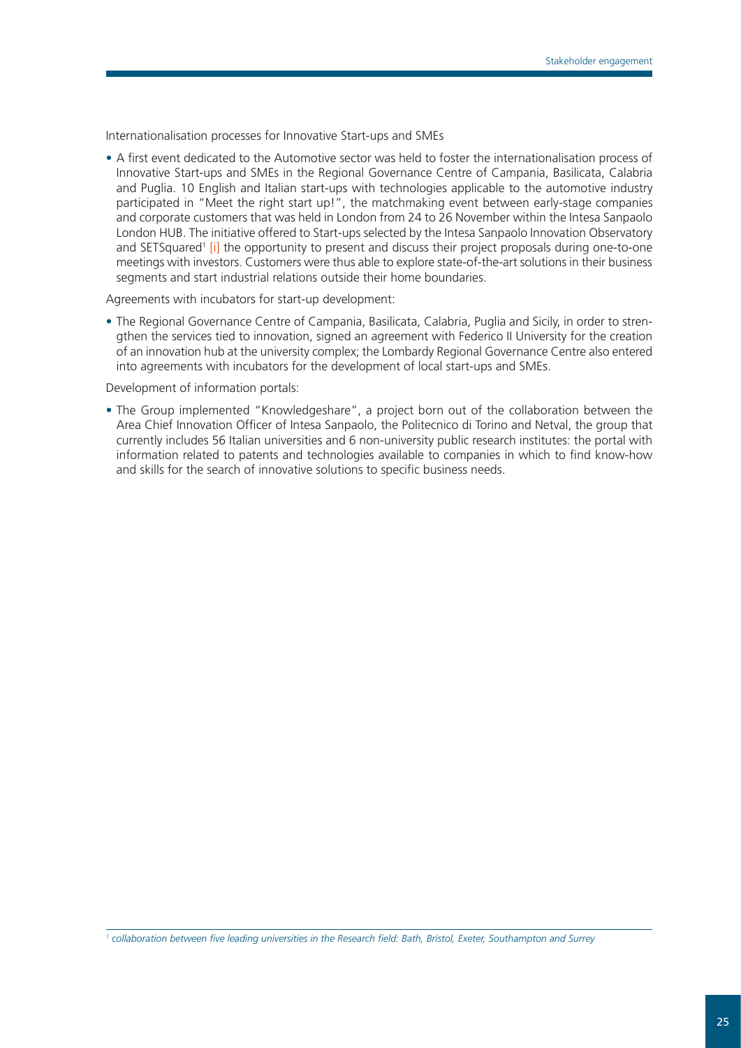Internationalisation processes for Innovative Start-ups and SMEs

- A first event dedicated to the Automotive sector was held to foster the internationalisation process of Innovative Start-ups and SMEs in the Regional Governance Centre of Campania, Basilicata, Calabria and Puglia. 10 English and Italian start-ups with technologies applicable to the automotive industry participated in "Meet the right start up!", the matchmaking event between early-stage companies and corporate customers that was held in London from 24 to 26 November within the Intesa Sanpaolo London HUB. The initiative offered to Start-ups selected by the Intesa Sanpaolo Innovation Observatory and SETSquared[1] [i] the opportunity to present and discuss their project proposals during one-to-one meetings with investors. Customers were thus able to explore state-of-the-art solutions in their business segments and start industrial relations outside their home boundaries.

Agreements with incubators for start-up development:

- The Regional Governance Centre of Campania, Basilicata, Calabria, Puglia and Sicily, in order to strengthen the services tied to innovation, signed an agreement with Federico II University for the creation of an innovation hub at the university complex; the Lombardy Regional Governance Centre also entered into agreements with incubators for the development of local start-ups and SMEs.

Development of information portals:

- The Group implemented "Knowledgeshare", a project born out of the collaboration between the Area Chief Innovation Officer of Intesa Sanpaolo, the Politecnico di Torino and Netval, the group that currently includes 56 Italian universities and 6 non-university public research institutes: the portal with information related to patents and technologies available to companies in which to find know-how and skills for the search of innovative solutions to specific business needs.

---

[1] *collaboration between five leading universities in the Research field: Bath, Bristol, Exeter, Southampton and Surrey*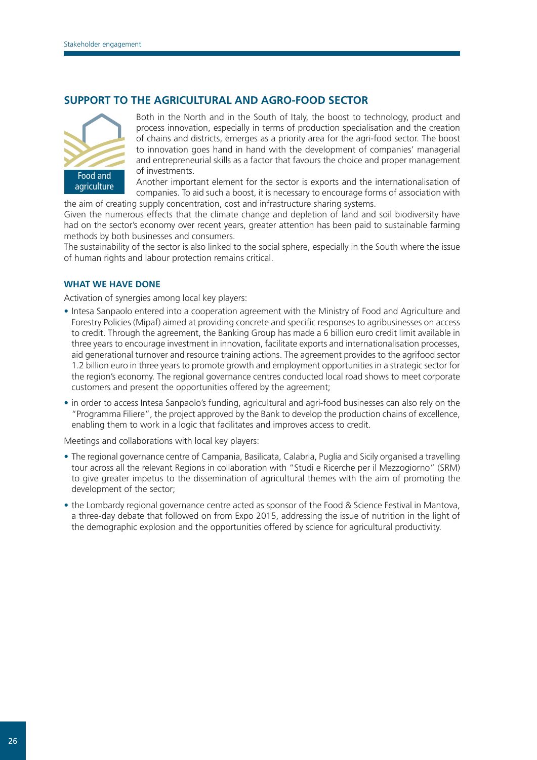## SUPPORT TO THE AGRICULTURAL AND AGRO-FOOD SECTOR

Food and agriculture

Both in the North and in the South of Italy, the boost to technology, product and process innovation, especially in terms of production specialisation and the creation of chains and districts, emerges as a priority area for the agri-food sector. The boost to innovation goes hand in hand with the development of companies' managerial and entrepreneurial skills as a factor that favours the choice and proper management of investments.

Another important element for the sector is exports and the internationalisation of companies. To aid such a boost, it is necessary to encourage forms of association with the aim of creating supply concentration, cost and infrastructure sharing systems.

Given the numerous effects that the climate change and depletion of land and soil biodiversity have had on the sector's economy over recent years, greater attention has been paid to sustainable farming methods by both businesses and consumers.

The sustainability of the sector is also linked to the social sphere, especially in the South where the issue of human rights and labour protection remains critical.

### WHAT WE HAVE DONE

Activation of synergies among local key players:

- Intesa Sanpaolo entered into a cooperation agreement with the Ministry of Food and Agriculture and Forestry Policies (Mipaf) aimed at providing concrete and specific responses to agribusinesses on access to credit. Through the agreement, the Banking Group has made a 6 billion euro credit limit available in three years to encourage investment in innovation, facilitate exports and internationalisation processes, aid generational turnover and resource training actions. The agreement provides to the agrifood sector 1.2 billion euro in three years to promote growth and employment opportunities in a strategic sector for the region's economy. The regional governance centres conducted local road shows to meet corporate customers and present the opportunities offered by the agreement;
- in order to access Intesa Sanpaolo's funding, agricultural and agri-food businesses can also rely on the "Programma Filiere", the project approved by the Bank to develop the production chains of excellence, enabling them to work in a logic that facilitates and improves access to credit.

Meetings and collaborations with local key players:

- The regional governance centre of Campania, Basilicata, Calabria, Puglia and Sicily organised a travelling tour across all the relevant Regions in collaboration with "Studi e Ricerche per il Mezzogiorno" (SRM) to give greater impetus to the dissemination of agricultural themes with the aim of promoting the development of the sector;
- the Lombardy regional governance centre acted as sponsor of the Food & Science Festival in Mantova, a three-day debate that followed on from Expo 2015, addressing the issue of nutrition in the light of the demographic explosion and the opportunities offered by science for agricultural productivity.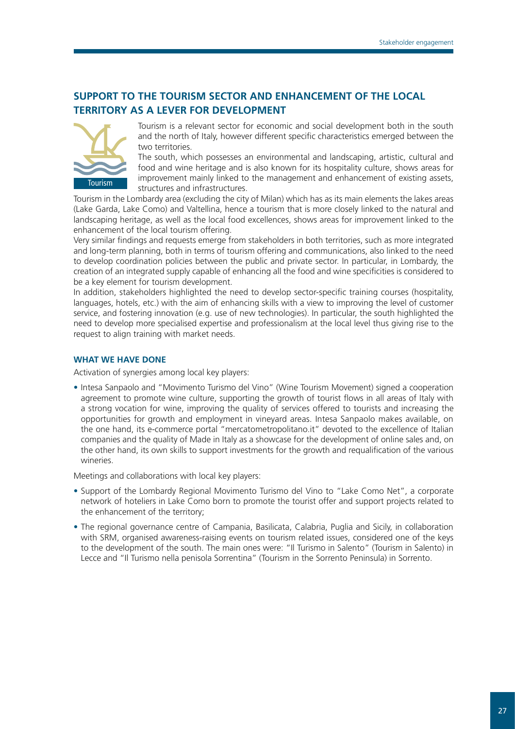## SUPPORT TO THE TOURISM SECTOR AND ENHANCEMENT OF THE LOCAL TERRITORY AS A LEVER FOR DEVELOPMENT

Tourism

Tourism is a relevant sector for economic and social development both in the south and the north of Italy, however different specific characteristics emerged between the two territories.

The south, which possesses an environmental and landscaping, artistic, cultural and food and wine heritage and is also known for its hospitality culture, shows areas for improvement mainly linked to the management and enhancement of existing assets, structures and infrastructures.

Tourism in the Lombardy area (excluding the city of Milan) which has as its main elements the lakes areas (Lake Garda, Lake Como) and Valtellina, hence a tourism that is more closely linked to the natural and landscaping heritage, as well as the local food excellences, shows areas for improvement linked to the enhancement of the local tourism offering.

Very similar findings and requests emerge from stakeholders in both territories, such as more integrated and long-term planning, both in terms of tourism offering and communications, also linked to the need to develop coordination policies between the public and private sector. In particular, in Lombardy, the creation of an integrated supply capable of enhancing all the food and wine specificities is considered to be a key element for tourism development.

In addition, stakeholders highlighted the need to develop sector-specific training courses (hospitality, languages, hotels, etc.) with the aim of enhancing skills with a view to improving the level of customer service, and fostering innovation (e.g. use of new technologies). In particular, the south highlighted the need to develop more specialised expertise and professionalism at the local level thus giving rise to the request to align training with market needs.

### WHAT WE HAVE DONE

Activation of synergies among local key players:

- Intesa Sanpaolo and "Movimento Turismo del Vino" (Wine Tourism Movement) signed a cooperation agreement to promote wine culture, supporting the growth of tourist flows in all areas of Italy with a strong vocation for wine, improving the quality of services offered to tourists and increasing the opportunities for growth and employment in vineyard areas. Intesa Sanpaolo makes available, on the one hand, its e-commerce portal "mercatometropolitano.it" devoted to the excellence of Italian companies and the quality of Made in Italy as a showcase for the development of online sales and, on the other hand, its own skills to support investments for the growth and requalification of the various wineries.

Meetings and collaborations with local key players:

- Support of the Lombardy Regional Movimento Turismo del Vino to "Lake Como Net", a corporate network of hoteliers in Lake Como born to promote the tourist offer and support projects related to the enhancement of the territory;
- The regional governance centre of Campania, Basilicata, Calabria, Puglia and Sicily, in collaboration with SRM, organised awareness-raising events on tourism related issues, considered one of the keys to the development of the south. The main ones were: "Il Turismo in Salento" (Tourism in Salento) in Lecce and "Il Turismo nella penisola Sorrentina" (Tourism in the Sorrento Peninsula) in Sorrento.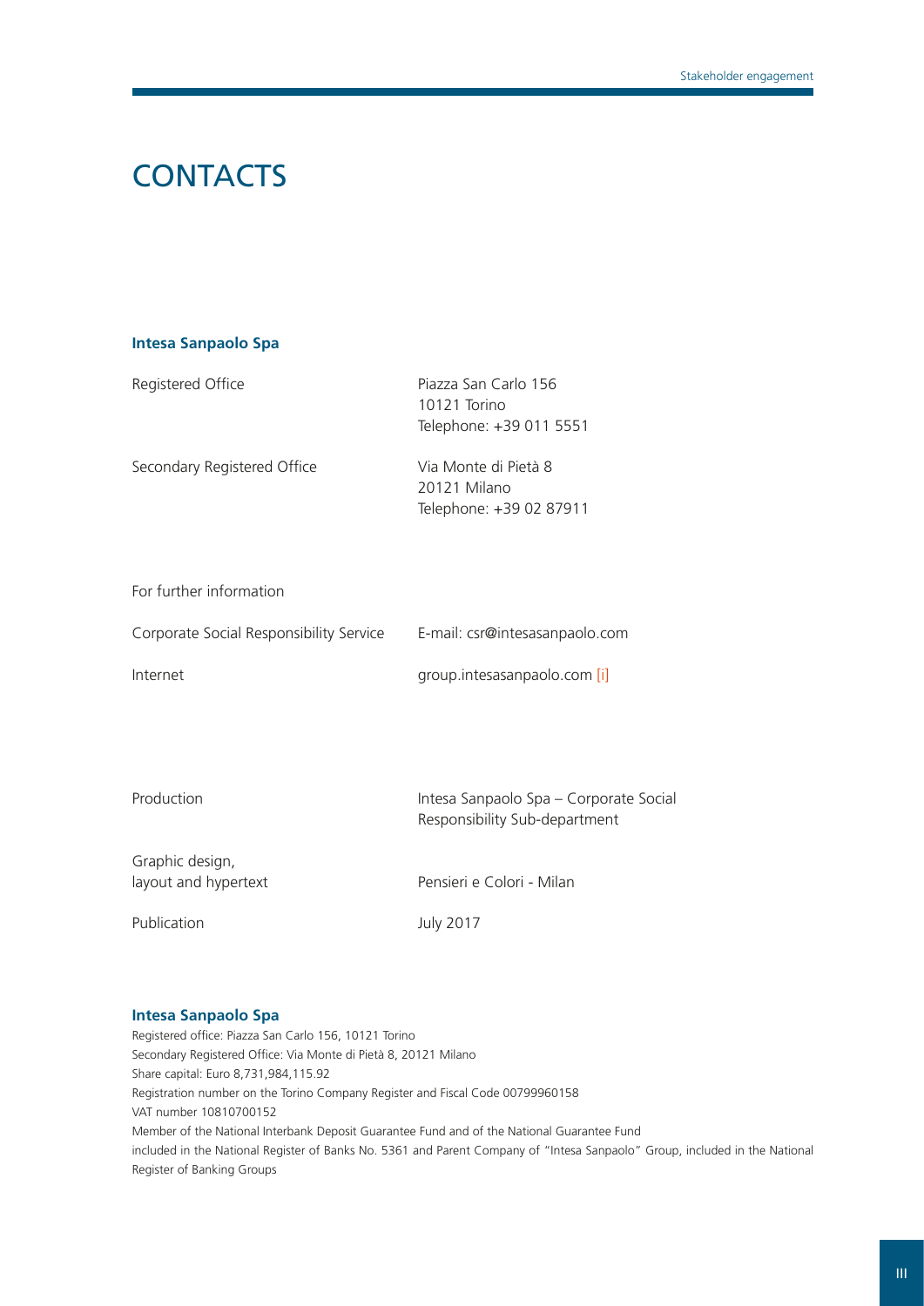# CONTACTS

**Intesa Sanpaolo Spa**

| | |
|---|---|
| Registered Office | Piazza San Carlo 156<br>10121 Torino<br>Telephone: +39 011 5551 |
| Secondary Registered Office | Via Monte di Pietà 8<br>20121 Milano<br>Telephone: +39 02 87911 |

For further information

| | |
|---|---|
| Corporate Social Responsibility Service | E-mail: csr@intesasanpaolo.com |
| Internet | group.intesasanpaolo.com [i] |

| | |
|---|---|
| Production | Intesa Sanpaolo Spa – Corporate Social Responsibility Sub-department |
| Graphic design, layout and hypertext | Pensieri e Colori - Milan |
| Publication | July 2017 |

**Intesa Sanpaolo Spa**

Registered office: Piazza San Carlo 156, 10121 Torino
Secondary Registered Office: Via Monte di Pietà 8, 20121 Milano
Share capital: Euro 8,731,984,115.92
Registration number on the Torino Company Register and Fiscal Code 00799960158
VAT number 10810700152
Member of the National Interbank Deposit Guarantee Fund and of the National Guarantee Fund
included in the National Register of Banks No. 5361 and Parent Company of "Intesa Sanpaolo" Group, included in the National Register of Banking Groups